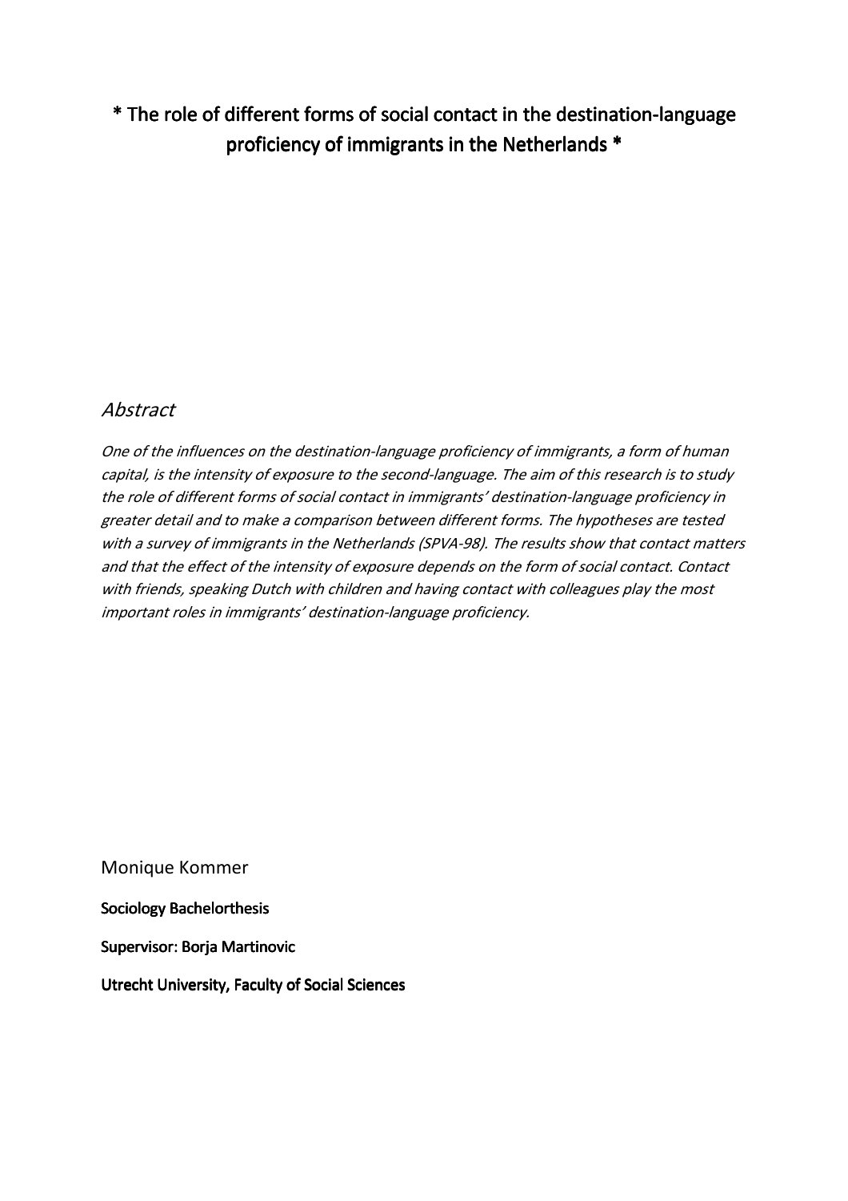# * The role of different forms of social contact in the destination-language proficiency of immigrants in the Netherlands *

## *Abstract*

*One of the influences on the destination-language proficiency of immigrants, a form of human capital, is the intensity of exposure to the second-language. The aim of this research is to study the role of different forms of social contact in immigrants' destination-language proficiency in greater detail and to make a comparison between different forms. The hypotheses are tested with a survey of immigrants in the Netherlands (SPVA-98). The results show that contact matters and that the effect of the intensity of exposure depends on the form of social contact. Contact with friends, speaking Dutch with children and having contact with colleagues play the most important roles in immigrants' destination-language proficiency.*

Monique Kommer

**Sociology Bachelorthesis**

**Supervisor: Borja Martinovic**

**Utrecht University, Faculty of Social Sciences**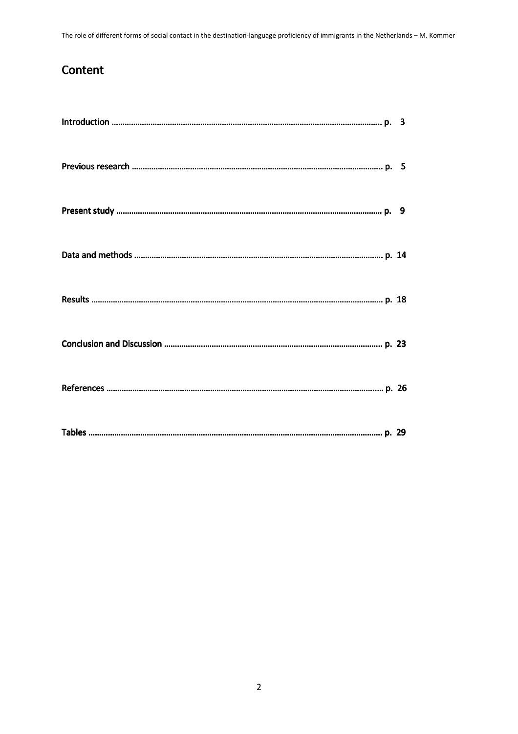## Content

**Introduction** ............................................................................................................................ **p. 3**

**Previous research** .................................................................................................................... **p. 5**

**Present study** ........................................................................................................................... **p. 9**

**Data and methods** ................................................................................................................... **p. 14**

**Results** ...................................................................................................................................... **p. 18**

**Conclusion and Discussion** .................................................................................................... **p. 23**

**References** ............................................................................................................................... **p. 26**

**Tables** ....................................................................................................................................... **p. 29**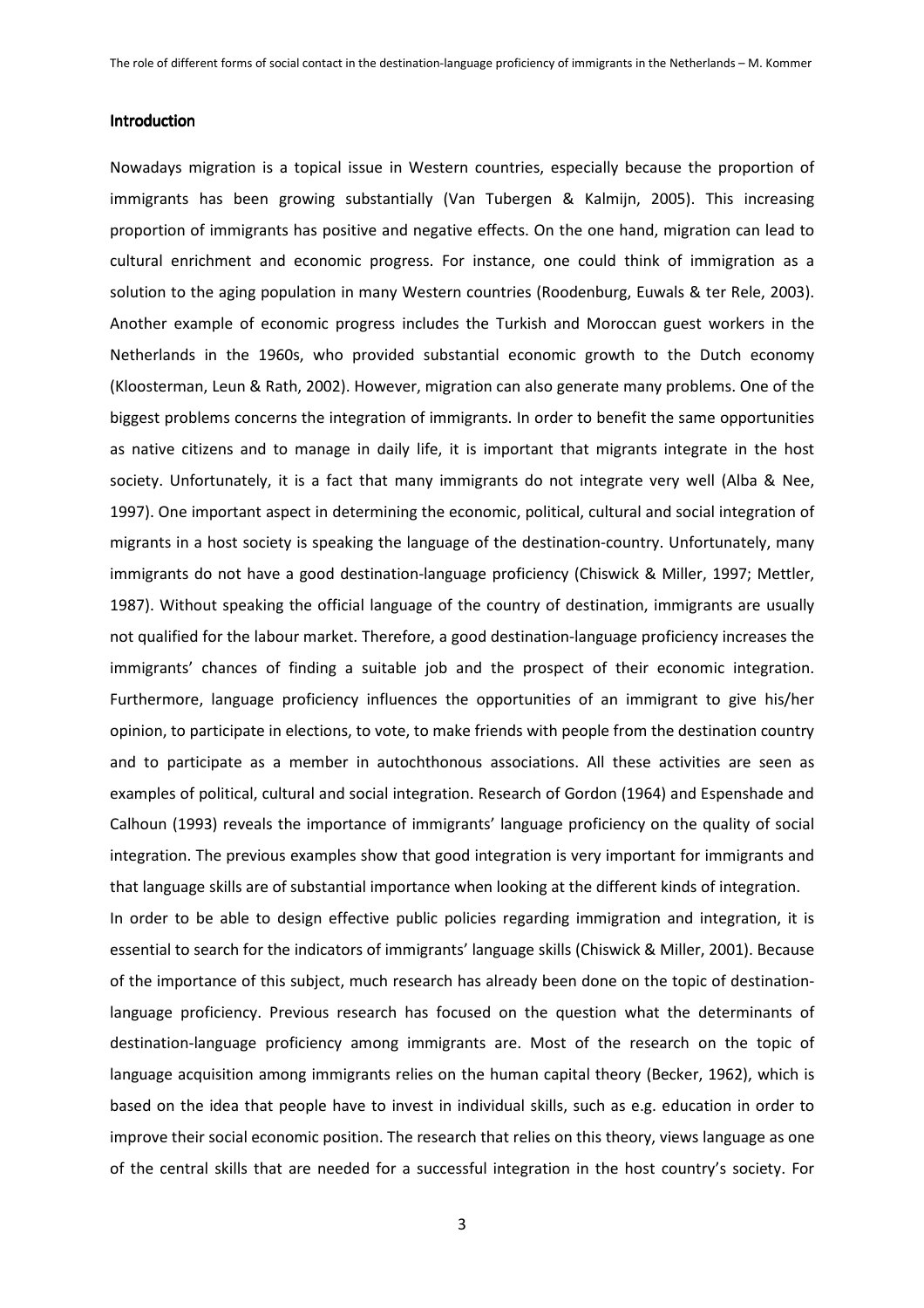## Introduction

Nowadays migration is a topical issue in Western countries, especially because the proportion of immigrants has been growing substantially (Van Tubergen & Kalmijn, 2005). This increasing proportion of immigrants has positive and negative effects. On the one hand, migration can lead to cultural enrichment and economic progress. For instance, one could think of immigration as a solution to the aging population in many Western countries (Roodenburg, Euwals & ter Rele, 2003). Another example of economic progress includes the Turkish and Moroccan guest workers in the Netherlands in the 1960s, who provided substantial economic growth to the Dutch economy (Kloosterman, Leun & Rath, 2002). However, migration can also generate many problems. One of the biggest problems concerns the integration of immigrants. In order to benefit the same opportunities as native citizens and to manage in daily life, it is important that migrants integrate in the host society. Unfortunately, it is a fact that many immigrants do not integrate very well (Alba & Nee, 1997). One important aspect in determining the economic, political, cultural and social integration of migrants in a host society is speaking the language of the destination-country. Unfortunately, many immigrants do not have a good destination-language proficiency (Chiswick & Miller, 1997; Mettler, 1987). Without speaking the official language of the country of destination, immigrants are usually not qualified for the labour market. Therefore, a good destination-language proficiency increases the immigrants' chances of finding a suitable job and the prospect of their economic integration. Furthermore, language proficiency influences the opportunities of an immigrant to give his/her opinion, to participate in elections, to vote, to make friends with people from the destination country and to participate as a member in autochthonous associations. All these activities are seen as examples of political, cultural and social integration. Research of Gordon (1964) and Espenshade and Calhoun (1993) reveals the importance of immigrants' language proficiency on the quality of social integration. The previous examples show that good integration is very important for immigrants and that language skills are of substantial importance when looking at the different kinds of integration.

In order to be able to design effective public policies regarding immigration and integration, it is essential to search for the indicators of immigrants' language skills (Chiswick & Miller, 2001). Because of the importance of this subject, much research has already been done on the topic of destination-language proficiency. Previous research has focused on the question what the determinants of destination-language proficiency among immigrants are. Most of the research on the topic of language acquisition among immigrants relies on the human capital theory (Becker, 1962), which is based on the idea that people have to invest in individual skills, such as e.g. education in order to improve their social economic position. The research that relies on this theory, views language as one of the central skills that are needed for a successful integration in the host country's society. For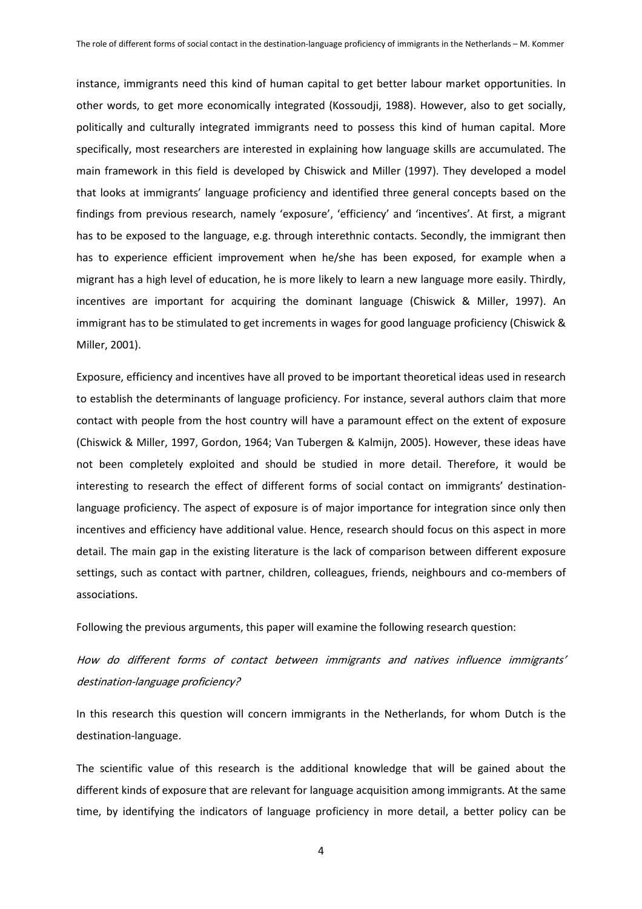instance, immigrants need this kind of human capital to get better labour market opportunities. In other words, to get more economically integrated (Kossoudji, 1988). However, also to get socially, politically and culturally integrated immigrants need to possess this kind of human capital. More specifically, most researchers are interested in explaining how language skills are accumulated. The main framework in this field is developed by Chiswick and Miller (1997). They developed a model that looks at immigrants' language proficiency and identified three general concepts based on the findings from previous research, namely 'exposure', 'efficiency' and 'incentives'. At first, a migrant has to be exposed to the language, e.g. through interethnic contacts. Secondly, the immigrant then has to experience efficient improvement when he/she has been exposed, for example when a migrant has a high level of education, he is more likely to learn a new language more easily. Thirdly, incentives are important for acquiring the dominant language (Chiswick & Miller, 1997). An immigrant has to be stimulated to get increments in wages for good language proficiency (Chiswick & Miller, 2001).

Exposure, efficiency and incentives have all proved to be important theoretical ideas used in research to establish the determinants of language proficiency. For instance, several authors claim that more contact with people from the host country will have a paramount effect on the extent of exposure (Chiswick & Miller, 1997, Gordon, 1964; Van Tubergen & Kalmijn, 2005). However, these ideas have not been completely exploited and should be studied in more detail. Therefore, it would be interesting to research the effect of different forms of social contact on immigrants' destination-language proficiency. The aspect of exposure is of major importance for integration since only then incentives and efficiency have additional value. Hence, research should focus on this aspect in more detail. The main gap in the existing literature is the lack of comparison between different exposure settings, such as contact with partner, children, colleagues, friends, neighbours and co-members of associations.

Following the previous arguments, this paper will examine the following research question:

*How do different forms of contact between immigrants and natives influence immigrants' destination-language proficiency?*

In this research this question will concern immigrants in the Netherlands, for whom Dutch is the destination-language.

The scientific value of this research is the additional knowledge that will be gained about the different kinds of exposure that are relevant for language acquisition among immigrants. At the same time, by identifying the indicators of language proficiency in more detail, a better policy can be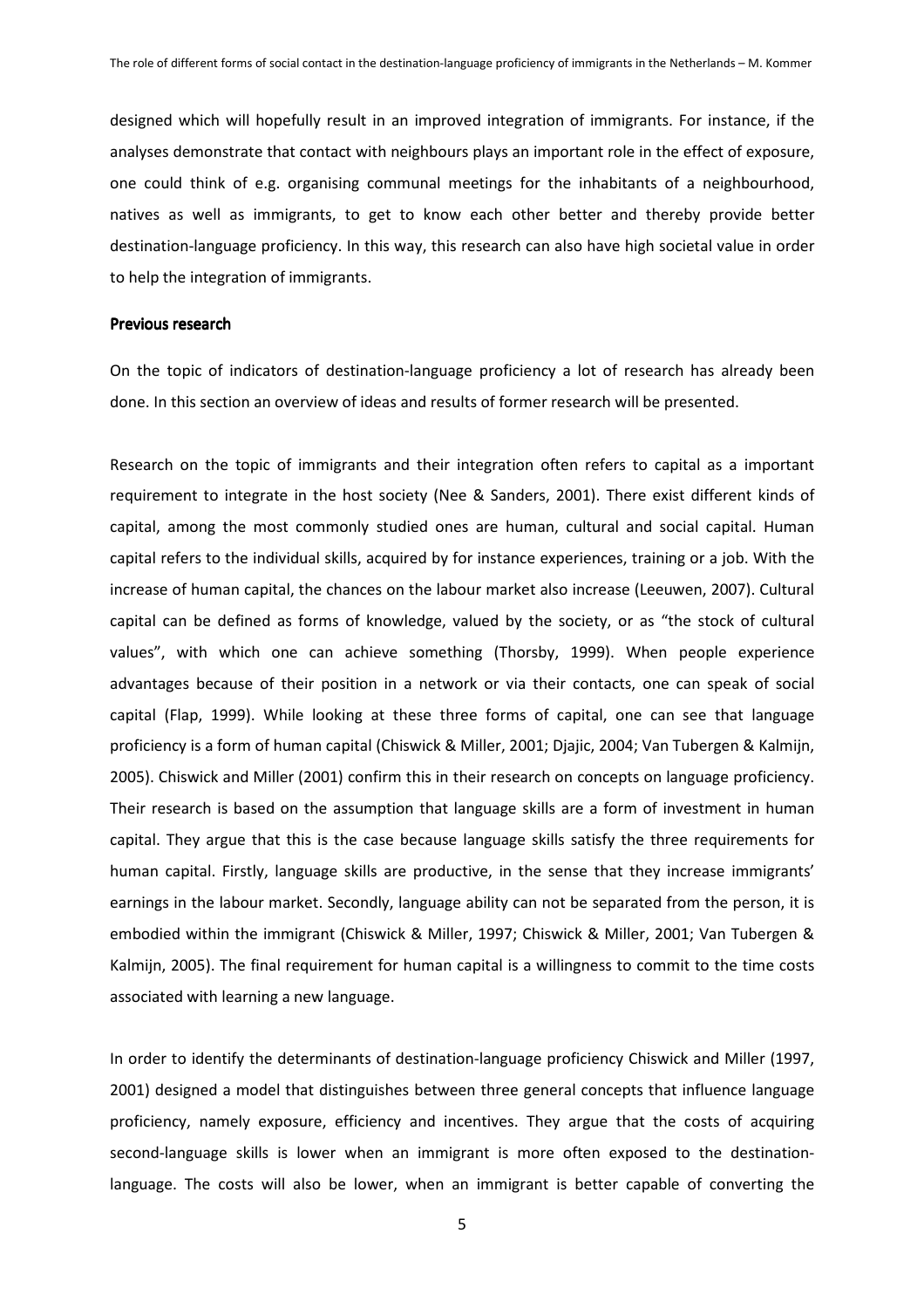designed which will hopefully result in an improved integration of immigrants. For instance, if the analyses demonstrate that contact with neighbours plays an important role in the effect of exposure, one could think of e.g. organising communal meetings for the inhabitants of a neighbourhood, natives as well as immigrants, to get to know each other better and thereby provide better destination-language proficiency. In this way, this research can also have high societal value in order to help the integration of immigrants.

## Previous research

On the topic of indicators of destination-language proficiency a lot of research has already been done. In this section an overview of ideas and results of former research will be presented.

Research on the topic of immigrants and their integration often refers to capital as a important requirement to integrate in the host society (Nee & Sanders, 2001). There exist different kinds of capital, among the most commonly studied ones are human, cultural and social capital. Human capital refers to the individual skills, acquired by for instance experiences, training or a job. With the increase of human capital, the chances on the labour market also increase (Leeuwen, 2007). Cultural capital can be defined as forms of knowledge, valued by the society, or as "the stock of cultural values", with which one can achieve something (Thorsby, 1999). When people experience advantages because of their position in a network or via their contacts, one can speak of social capital (Flap, 1999). While looking at these three forms of capital, one can see that language proficiency is a form of human capital (Chiswick & Miller, 2001; Djajic, 2004; Van Tubergen & Kalmijn, 2005). Chiswick and Miller (2001) confirm this in their research on concepts on language proficiency. Their research is based on the assumption that language skills are a form of investment in human capital. They argue that this is the case because language skills satisfy the three requirements for human capital. Firstly, language skills are productive, in the sense that they increase immigrants' earnings in the labour market. Secondly, language ability can not be separated from the person, it is embodied within the immigrant (Chiswick & Miller, 1997; Chiswick & Miller, 2001; Van Tubergen & Kalmijn, 2005). The final requirement for human capital is a willingness to commit to the time costs associated with learning a new language.

In order to identify the determinants of destination-language proficiency Chiswick and Miller (1997, 2001) designed a model that distinguishes between three general concepts that influence language proficiency, namely exposure, efficiency and incentives. They argue that the costs of acquiring second-language skills is lower when an immigrant is more often exposed to the destination-language. The costs will also be lower, when an immigrant is better capable of converting the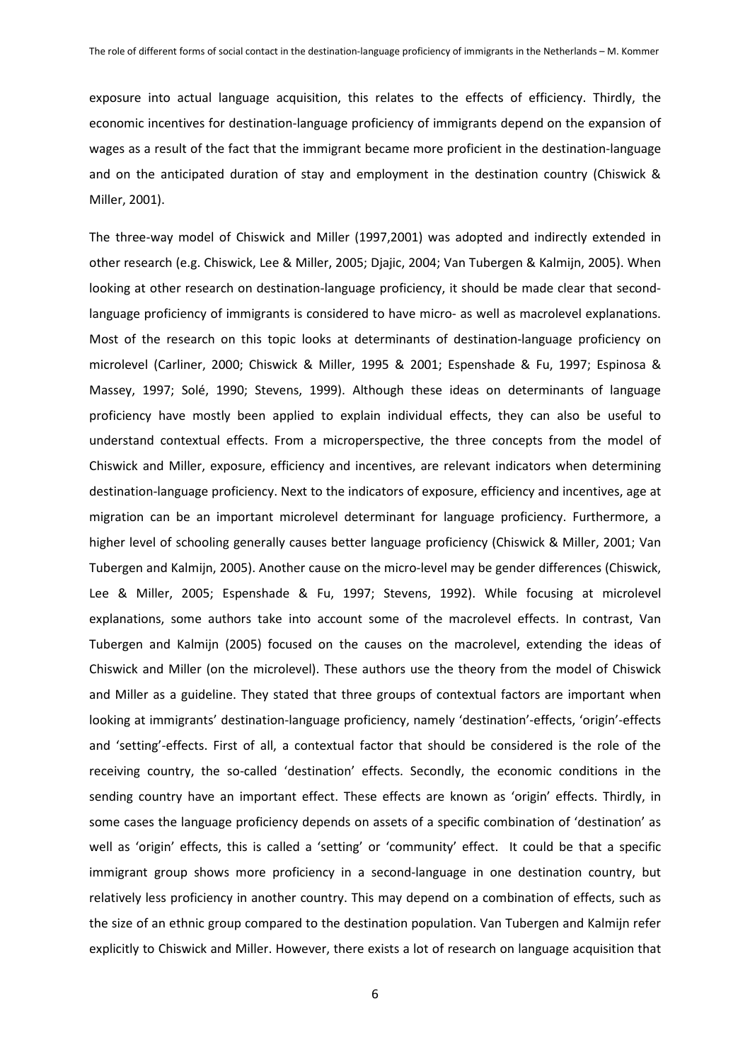exposure into actual language acquisition, this relates to the effects of efficiency. Thirdly, the economic incentives for destination-language proficiency of immigrants depend on the expansion of wages as a result of the fact that the immigrant became more proficient in the destination-language and on the anticipated duration of stay and employment in the destination country (Chiswick & Miller, 2001).

The three-way model of Chiswick and Miller (1997,2001) was adopted and indirectly extended in other research (e.g. Chiswick, Lee & Miller, 2005; Djajic, 2004; Van Tubergen & Kalmijn, 2005). When looking at other research on destination-language proficiency, it should be made clear that second-language proficiency of immigrants is considered to have micro- as well as macrolevel explanations. Most of the research on this topic looks at determinants of destination-language proficiency on microlevel (Carliner, 2000; Chiswick & Miller, 1995 & 2001; Espenshade & Fu, 1997; Espinosa & Massey, 1997; Solé, 1990; Stevens, 1999). Although these ideas on determinants of language proficiency have mostly been applied to explain individual effects, they can also be useful to understand contextual effects. From a microperspective, the three concepts from the model of Chiswick and Miller, exposure, efficiency and incentives, are relevant indicators when determining destination-language proficiency. Next to the indicators of exposure, efficiency and incentives, age at migration can be an important microlevel determinant for language proficiency. Furthermore, a higher level of schooling generally causes better language proficiency (Chiswick & Miller, 2001; Van Tubergen and Kalmijn, 2005). Another cause on the micro-level may be gender differences (Chiswick, Lee & Miller, 2005; Espenshade & Fu, 1997; Stevens, 1992). While focusing at microlevel explanations, some authors take into account some of the macrolevel effects. In contrast, Van Tubergen and Kalmijn (2005) focused on the causes on the macrolevel, extending the ideas of Chiswick and Miller (on the microlevel). These authors use the theory from the model of Chiswick and Miller as a guideline. They stated that three groups of contextual factors are important when looking at immigrants' destination-language proficiency, namely 'destination'-effects, 'origin'-effects and 'setting'-effects. First of all, a contextual factor that should be considered is the role of the receiving country, the so-called 'destination' effects. Secondly, the economic conditions in the sending country have an important effect. These effects are known as 'origin' effects. Thirdly, in some cases the language proficiency depends on assets of a specific combination of 'destination' as well as 'origin' effects, this is called a 'setting' or 'community' effect. It could be that a specific immigrant group shows more proficiency in a second-language in one destination country, but relatively less proficiency in another country. This may depend on a combination of effects, such as the size of an ethnic group compared to the destination population. Van Tubergen and Kalmijn refer explicitly to Chiswick and Miller. However, there exists a lot of research on language acquisition that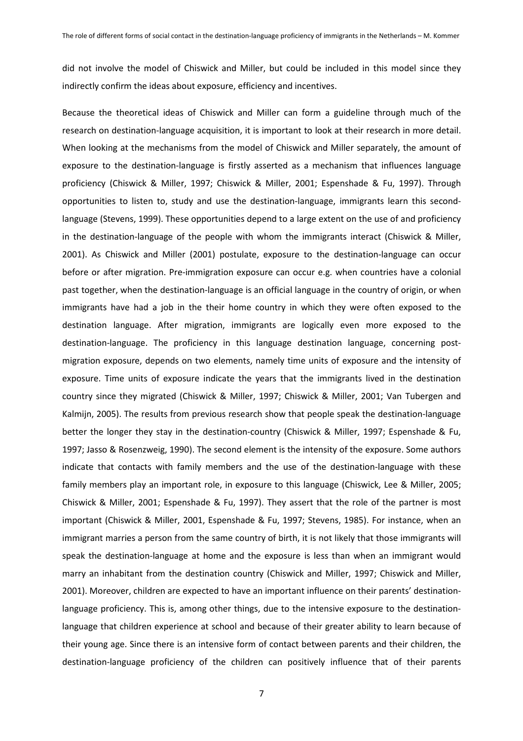did not involve the model of Chiswick and Miller, but could be included in this model since they indirectly confirm the ideas about exposure, efficiency and incentives.

Because the theoretical ideas of Chiswick and Miller can form a guideline through much of the research on destination-language acquisition, it is important to look at their research in more detail. When looking at the mechanisms from the model of Chiswick and Miller separately, the amount of exposure to the destination-language is firstly asserted as a mechanism that influences language proficiency (Chiswick & Miller, 1997; Chiswick & Miller, 2001; Espenshade & Fu, 1997). Through opportunities to listen to, study and use the destination-language, immigrants learn this second-language (Stevens, 1999). These opportunities depend to a large extent on the use of and proficiency in the destination-language of the people with whom the immigrants interact (Chiswick & Miller, 2001). As Chiswick and Miller (2001) postulate, exposure to the destination-language can occur before or after migration. Pre-immigration exposure can occur e.g. when countries have a colonial past together, when the destination-language is an official language in the country of origin, or when immigrants have had a job in the their home country in which they were often exposed to the destination language. After migration, immigrants are logically even more exposed to the destination-language. The proficiency in this language destination language, concerning post-migration exposure, depends on two elements, namely time units of exposure and the intensity of exposure. Time units of exposure indicate the years that the immigrants lived in the destination country since they migrated (Chiswick & Miller, 1997; Chiswick & Miller, 2001; Van Tubergen and Kalmijn, 2005). The results from previous research show that people speak the destination-language better the longer they stay in the destination-country (Chiswick & Miller, 1997; Espenshade & Fu, 1997; Jasso & Rosenzweig, 1990). The second element is the intensity of the exposure. Some authors indicate that contacts with family members and the use of the destination-language with these family members play an important role, in exposure to this language (Chiswick, Lee & Miller, 2005; Chiswick & Miller, 2001; Espenshade & Fu, 1997). They assert that the role of the partner is most important (Chiswick & Miller, 2001, Espenshade & Fu, 1997; Stevens, 1985). For instance, when an immigrant marries a person from the same country of birth, it is not likely that those immigrants will speak the destination-language at home and the exposure is less than when an immigrant would marry an inhabitant from the destination country (Chiswick and Miller, 1997; Chiswick and Miller, 2001). Moreover, children are expected to have an important influence on their parents' destination-language proficiency. This is, among other things, due to the intensive exposure to the destination-language that children experience at school and because of their greater ability to learn because of their young age. Since there is an intensive form of contact between parents and their children, the destination-language proficiency of the children can positively influence that of their parents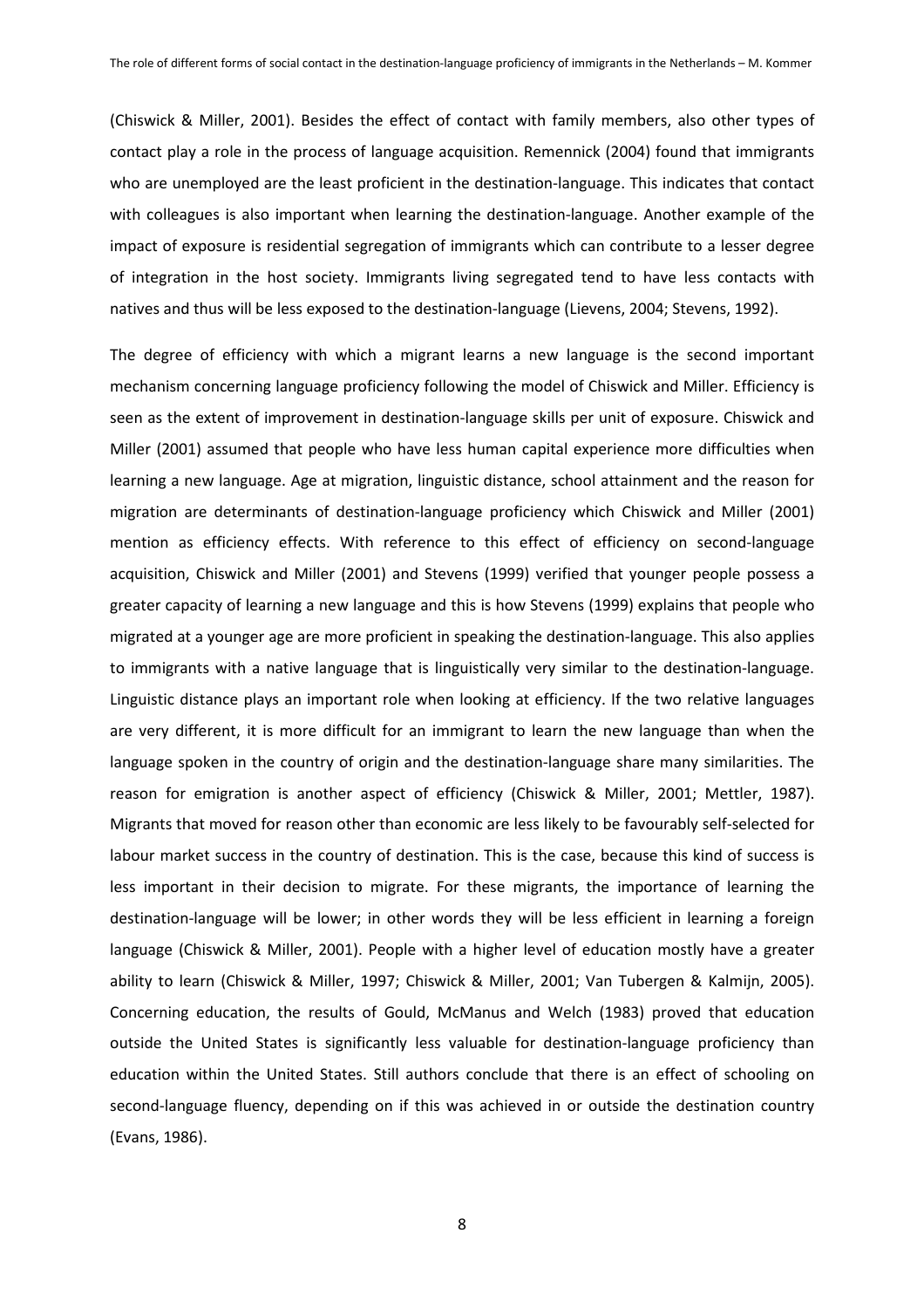(Chiswick & Miller, 2001). Besides the effect of contact with family members, also other types of contact play a role in the process of language acquisition. Remennick (2004) found that immigrants who are unemployed are the least proficient in the destination-language. This indicates that contact with colleagues is also important when learning the destination-language. Another example of the impact of exposure is residential segregation of immigrants which can contribute to a lesser degree of integration in the host society. Immigrants living segregated tend to have less contacts with natives and thus will be less exposed to the destination-language (Lievens, 2004; Stevens, 1992).

The degree of efficiency with which a migrant learns a new language is the second important mechanism concerning language proficiency following the model of Chiswick and Miller. Efficiency is seen as the extent of improvement in destination-language skills per unit of exposure. Chiswick and Miller (2001) assumed that people who have less human capital experience more difficulties when learning a new language. Age at migration, linguistic distance, school attainment and the reason for migration are determinants of destination-language proficiency which Chiswick and Miller (2001) mention as efficiency effects. With reference to this effect of efficiency on second-language acquisition, Chiswick and Miller (2001) and Stevens (1999) verified that younger people possess a greater capacity of learning a new language and this is how Stevens (1999) explains that people who migrated at a younger age are more proficient in speaking the destination-language. This also applies to immigrants with a native language that is linguistically very similar to the destination-language. Linguistic distance plays an important role when looking at efficiency. If the two relative languages are very different, it is more difficult for an immigrant to learn the new language than when the language spoken in the country of origin and the destination-language share many similarities. The reason for emigration is another aspect of efficiency (Chiswick & Miller, 2001; Mettler, 1987). Migrants that moved for reason other than economic are less likely to be favourably self-selected for labour market success in the country of destination. This is the case, because this kind of success is less important in their decision to migrate. For these migrants, the importance of learning the destination-language will be lower; in other words they will be less efficient in learning a foreign language (Chiswick & Miller, 2001). People with a higher level of education mostly have a greater ability to learn (Chiswick & Miller, 1997; Chiswick & Miller, 2001; Van Tubergen & Kalmijn, 2005). Concerning education, the results of Gould, McManus and Welch (1983) proved that education outside the United States is significantly less valuable for destination-language proficiency than education within the United States. Still authors conclude that there is an effect of schooling on second-language fluency, depending on if this was achieved in or outside the destination country (Evans, 1986).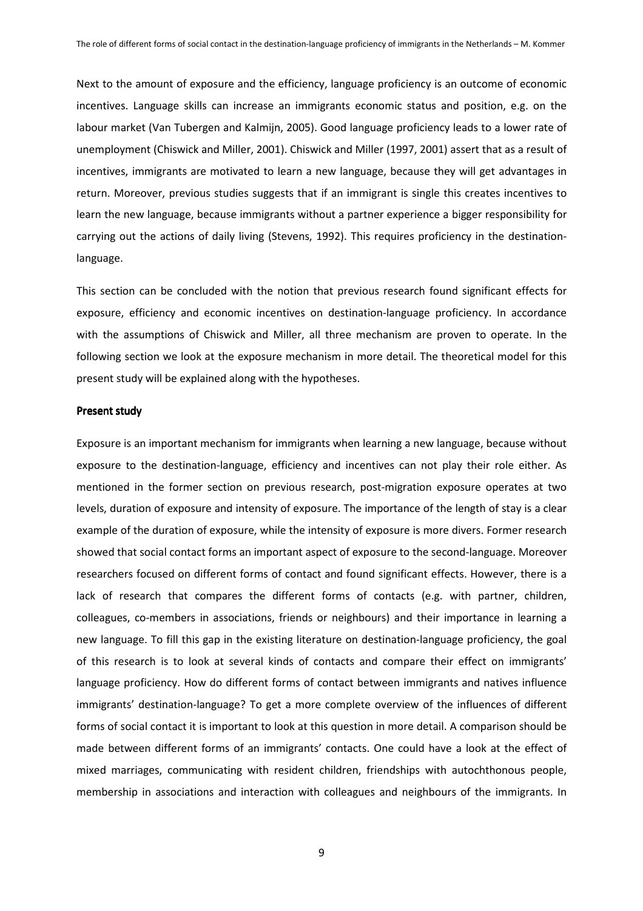Next to the amount of exposure and the efficiency, language proficiency is an outcome of economic incentives. Language skills can increase an immigrants economic status and position, e.g. on the labour market (Van Tubergen and Kalmijn, 2005). Good language proficiency leads to a lower rate of unemployment (Chiswick and Miller, 2001). Chiswick and Miller (1997, 2001) assert that as a result of incentives, immigrants are motivated to learn a new language, because they will get advantages in return. Moreover, previous studies suggests that if an immigrant is single this creates incentives to learn the new language, because immigrants without a partner experience a bigger responsibility for carrying out the actions of daily living (Stevens, 1992). This requires proficiency in the destination-language.

This section can be concluded with the notion that previous research found significant effects for exposure, efficiency and economic incentives on destination-language proficiency. In accordance with the assumptions of Chiswick and Miller, all three mechanism are proven to operate. In the following section we look at the exposure mechanism in more detail. The theoretical model for this present study will be explained along with the hypotheses.

## Present study

Exposure is an important mechanism for immigrants when learning a new language, because without exposure to the destination-language, efficiency and incentives can not play their role either. As mentioned in the former section on previous research, post-migration exposure operates at two levels, duration of exposure and intensity of exposure. The importance of the length of stay is a clear example of the duration of exposure, while the intensity of exposure is more divers. Former research showed that social contact forms an important aspect of exposure to the second-language. Moreover researchers focused on different forms of contact and found significant effects. However, there is a lack of research that compares the different forms of contacts (e.g. with partner, children, colleagues, co-members in associations, friends or neighbours) and their importance in learning a new language. To fill this gap in the existing literature on destination-language proficiency, the goal of this research is to look at several kinds of contacts and compare their effect on immigrants' language proficiency. How do different forms of contact between immigrants and natives influence immigrants' destination-language? To get a more complete overview of the influences of different forms of social contact it is important to look at this question in more detail. A comparison should be made between different forms of an immigrants' contacts. One could have a look at the effect of mixed marriages, communicating with resident children, friendships with autochthonous people, membership in associations and interaction with colleagues and neighbours of the immigrants. In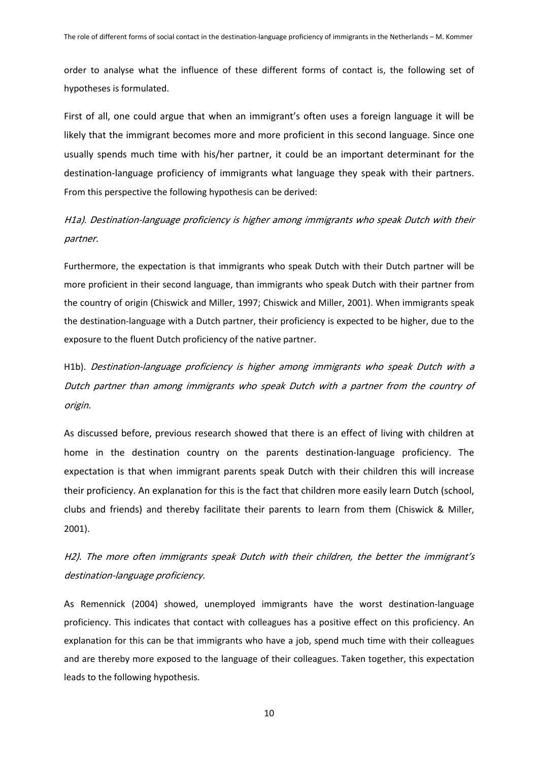order to analyse what the influence of these different forms of contact is, the following set of hypotheses is formulated.

First of all, one could argue that when an immigrant's often uses a foreign language it will be likely that the immigrant becomes more and more proficient in this second language. Since one usually spends much time with his/her partner, it could be an important determinant for the destination-language proficiency of immigrants what language they speak with their partners. From this perspective the following hypothesis can be derived:

*H1a). Destination-language proficiency is higher among immigrants who speak Dutch with their partner.*

Furthermore, the expectation is that immigrants who speak Dutch with their Dutch partner will be more proficient in their second language, than immigrants who speak Dutch with their partner from the country of origin (Chiswick and Miller, 1997; Chiswick and Miller, 2001). When immigrants speak the destination-language with a Dutch partner, their proficiency is expected to be higher, due to the exposure to the fluent Dutch proficiency of the native partner.

H1b). *Destination-language proficiency is higher among immigrants who speak Dutch with a Dutch partner than among immigrants who speak Dutch with a partner from the country of origin.*

As discussed before, previous research showed that there is an effect of living with children at home in the destination country on the parents destination-language proficiency. The expectation is that when immigrant parents speak Dutch with their children this will increase their proficiency. An explanation for this is the fact that children more easily learn Dutch (school, clubs and friends) and thereby facilitate their parents to learn from them (Chiswick & Miller, 2001).

*H2). The more often immigrants speak Dutch with their children, the better the immigrant's destination-language proficiency.*

As Remennick (2004) showed, unemployed immigrants have the worst destination-language proficiency. This indicates that contact with colleagues has a positive effect on this proficiency. An explanation for this can be that immigrants who have a job, spend much time with their colleagues and are thereby more exposed to the language of their colleagues. Taken together, this expectation leads to the following hypothesis.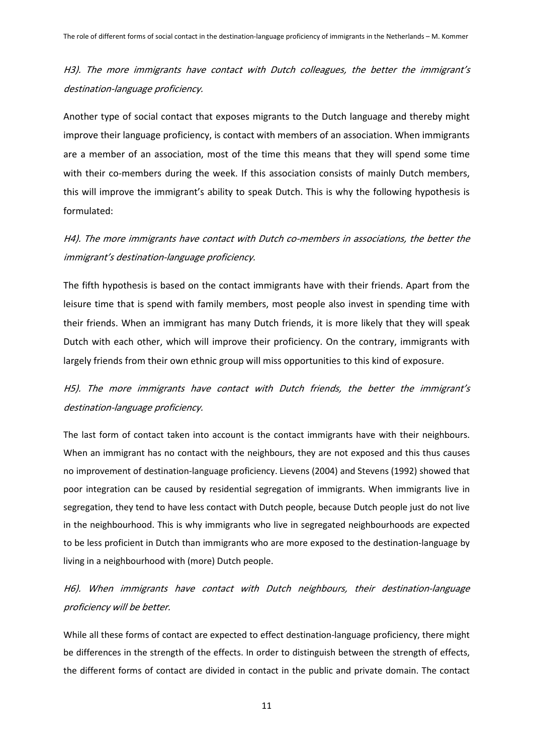*H3). The more immigrants have contact with Dutch colleagues, the better the immigrant's destination-language proficiency.*

Another type of social contact that exposes migrants to the Dutch language and thereby might improve their language proficiency, is contact with members of an association. When immigrants are a member of an association, most of the time this means that they will spend some time with their co-members during the week. If this association consists of mainly Dutch members, this will improve the immigrant's ability to speak Dutch. This is why the following hypothesis is formulated:

*H4). The more immigrants have contact with Dutch co-members in associations, the better the immigrant's destination-language proficiency.*

The fifth hypothesis is based on the contact immigrants have with their friends. Apart from the leisure time that is spend with family members, most people also invest in spending time with their friends. When an immigrant has many Dutch friends, it is more likely that they will speak Dutch with each other, which will improve their proficiency. On the contrary, immigrants with largely friends from their own ethnic group will miss opportunities to this kind of exposure.

*H5). The more immigrants have contact with Dutch friends, the better the immigrant's destination-language proficiency.*

The last form of contact taken into account is the contact immigrants have with their neighbours. When an immigrant has no contact with the neighbours, they are not exposed and this thus causes no improvement of destination-language proficiency. Lievens (2004) and Stevens (1992) showed that poor integration can be caused by residential segregation of immigrants. When immigrants live in segregation, they tend to have less contact with Dutch people, because Dutch people just do not live in the neighbourhood. This is why immigrants who live in segregated neighbourhoods are expected to be less proficient in Dutch than immigrants who are more exposed to the destination-language by living in a neighbourhood with (more) Dutch people.

*H6). When immigrants have contact with Dutch neighbours, their destination-language proficiency will be better.*

While all these forms of contact are expected to effect destination-language proficiency, there might be differences in the strength of the effects. In order to distinguish between the strength of effects, the different forms of contact are divided in contact in the public and private domain. The contact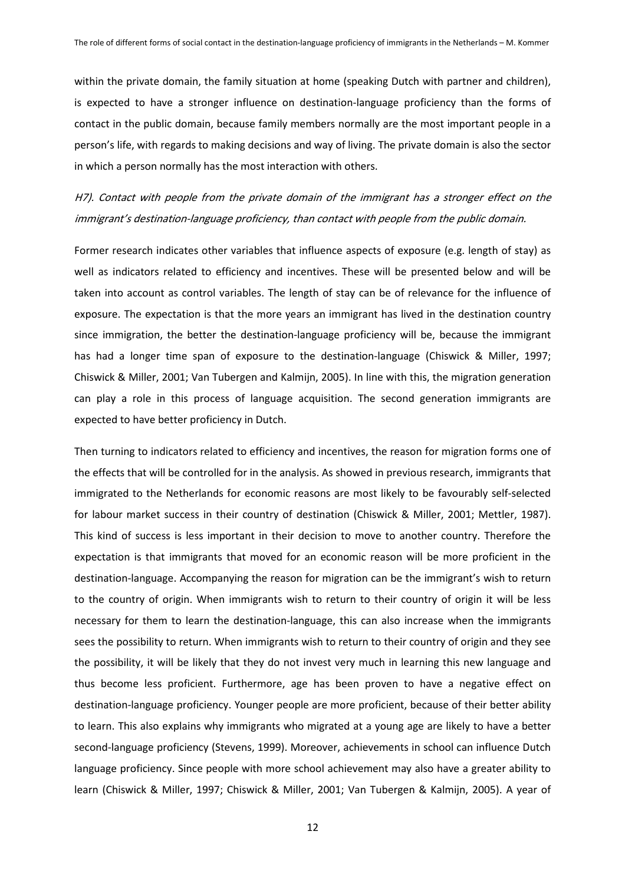within the private domain, the family situation at home (speaking Dutch with partner and children), is expected to have a stronger influence on destination-language proficiency than the forms of contact in the public domain, because family members normally are the most important people in a person's life, with regards to making decisions and way of living. The private domain is also the sector in which a person normally has the most interaction with others.

*H7). Contact with people from the private domain of the immigrant has a stronger effect on the immigrant's destination-language proficiency, than contact with people from the public domain.*

Former research indicates other variables that influence aspects of exposure (e.g. length of stay) as well as indicators related to efficiency and incentives. These will be presented below and will be taken into account as control variables. The length of stay can be of relevance for the influence of exposure. The expectation is that the more years an immigrant has lived in the destination country since immigration, the better the destination-language proficiency will be, because the immigrant has had a longer time span of exposure to the destination-language (Chiswick & Miller, 1997; Chiswick & Miller, 2001; Van Tubergen and Kalmijn, 2005). In line with this, the migration generation can play a role in this process of language acquisition. The second generation immigrants are expected to have better proficiency in Dutch.

Then turning to indicators related to efficiency and incentives, the reason for migration forms one of the effects that will be controlled for in the analysis. As showed in previous research, immigrants that immigrated to the Netherlands for economic reasons are most likely to be favourably self-selected for labour market success in their country of destination (Chiswick & Miller, 2001; Mettler, 1987). This kind of success is less important in their decision to move to another country. Therefore the expectation is that immigrants that moved for an economic reason will be more proficient in the destination-language. Accompanying the reason for migration can be the immigrant's wish to return to the country of origin. When immigrants wish to return to their country of origin it will be less necessary for them to learn the destination-language, this can also increase when the immigrants sees the possibility to return. When immigrants wish to return to their country of origin and they see the possibility, it will be likely that they do not invest very much in learning this new language and thus become less proficient. Furthermore, age has been proven to have a negative effect on destination-language proficiency. Younger people are more proficient, because of their better ability to learn. This also explains why immigrants who migrated at a young age are likely to have a better second-language proficiency (Stevens, 1999). Moreover, achievements in school can influence Dutch language proficiency. Since people with more school achievement may also have a greater ability to learn (Chiswick & Miller, 1997; Chiswick & Miller, 2001; Van Tubergen & Kalmijn, 2005). A year of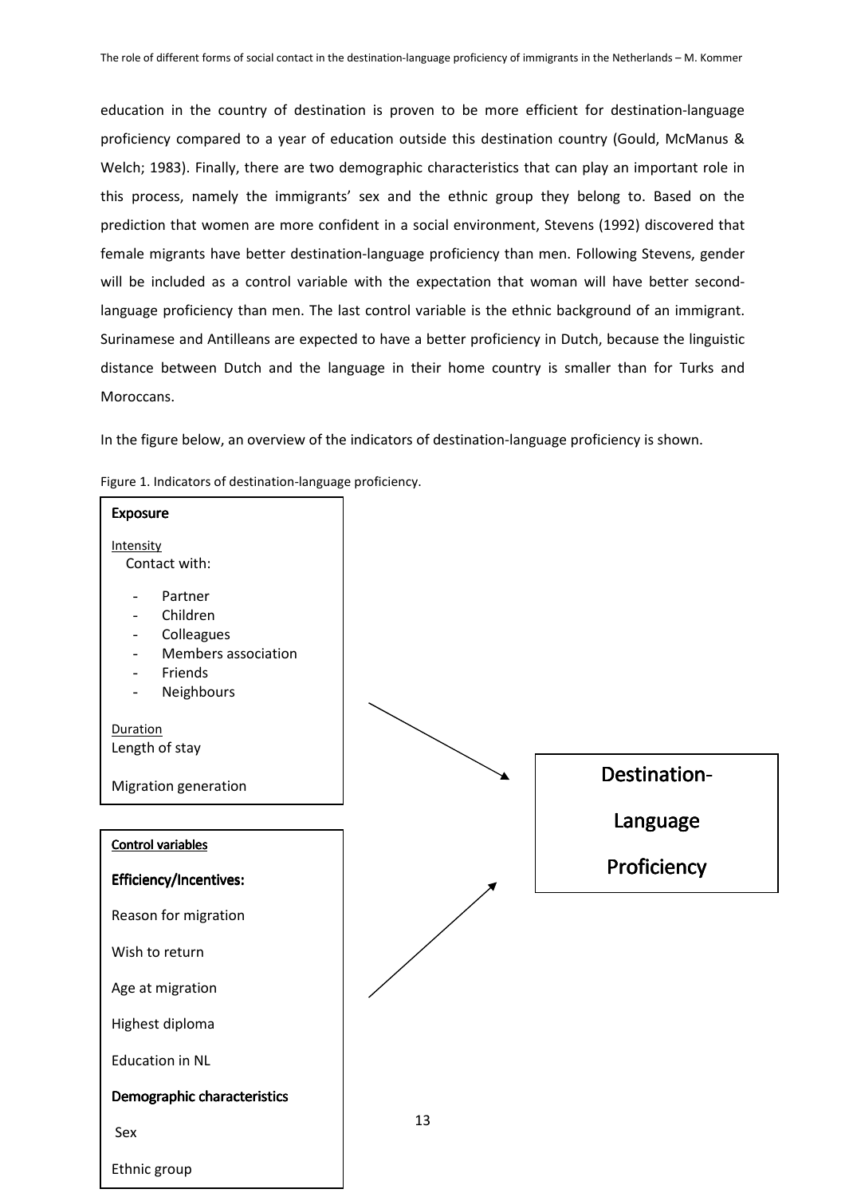education in the country of destination is proven to be more efficient for destination-language proficiency compared to a year of education outside this destination country (Gould, McManus & Welch; 1983). Finally, there are two demographic characteristics that can play an important role in this process, namely the immigrants' sex and the ethnic group they belong to. Based on the prediction that women are more confident in a social environment, Stevens (1992) discovered that female migrants have better destination-language proficiency than men. Following Stevens, gender will be included as a control variable with the expectation that woman will have better second-language proficiency than men. The last control variable is the ethnic background of an immigrant. Surinamese and Antilleans are expected to have a better proficiency in Dutch, because the linguistic distance between Dutch and the language in their home country is smaller than for Turks and Moroccans.

In the figure below, an overview of the indicators of destination-language proficiency is shown.

Figure 1. Indicators of destination-language proficiency.

**Exposure**

Intensity
Contact with:

- Partner
- Children
- Colleagues
- Members association
- Friends
- Neighbours

Duration
Length of stay

Migration generation

**Control variables**

**Efficiency/Incentives:**

Reason for migration

Wish to return

Age at migration

Highest diploma

Education in NL

**Demographic characteristics**

Sex

Ethnic group

→ **Destination-Language Proficiency**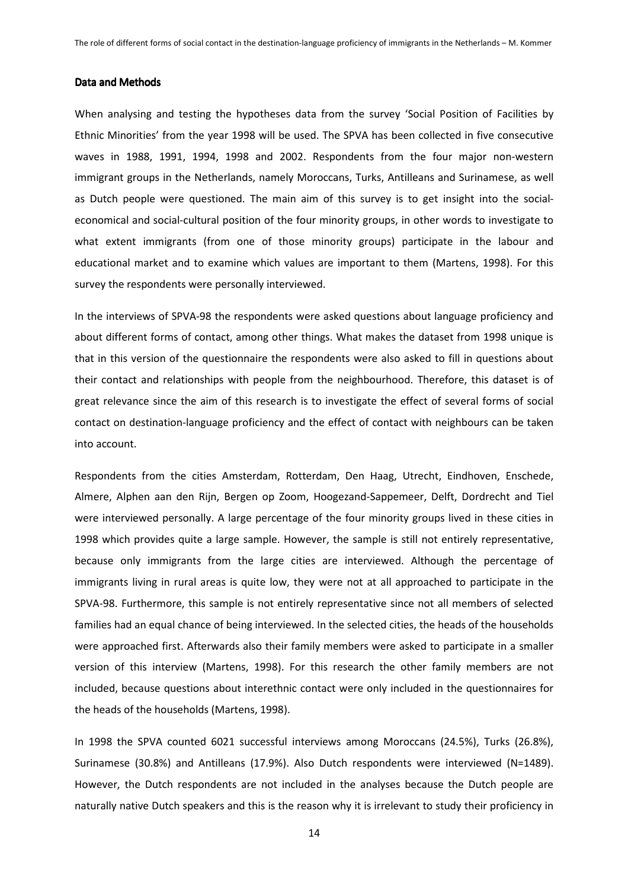## Data and Methods

When analysing and testing the hypotheses data from the survey 'Social Position of Facilities by Ethnic Minorities' from the year 1998 will be used. The SPVA has been collected in five consecutive waves in 1988, 1991, 1994, 1998 and 2002. Respondents from the four major non-western immigrant groups in the Netherlands, namely Moroccans, Turks, Antilleans and Surinamese, as well as Dutch people were questioned. The main aim of this survey is to get insight into the social-economical and social-cultural position of the four minority groups, in other words to investigate to what extent immigrants (from one of those minority groups) participate in the labour and educational market and to examine which values are important to them (Martens, 1998). For this survey the respondents were personally interviewed.

In the interviews of SPVA-98 the respondents were asked questions about language proficiency and about different forms of contact, among other things. What makes the dataset from 1998 unique is that in this version of the questionnaire the respondents were also asked to fill in questions about their contact and relationships with people from the neighbourhood. Therefore, this dataset is of great relevance since the aim of this research is to investigate the effect of several forms of social contact on destination-language proficiency and the effect of contact with neighbours can be taken into account.

Respondents from the cities Amsterdam, Rotterdam, Den Haag, Utrecht, Eindhoven, Enschede, Almere, Alphen aan den Rijn, Bergen op Zoom, Hoogezand-Sappemeer, Delft, Dordrecht and Tiel were interviewed personally. A large percentage of the four minority groups lived in these cities in 1998 which provides quite a large sample. However, the sample is still not entirely representative, because only immigrants from the large cities are interviewed. Although the percentage of immigrants living in rural areas is quite low, they were not at all approached to participate in the SPVA-98. Furthermore, this sample is not entirely representative since not all members of selected families had an equal chance of being interviewed. In the selected cities, the heads of the households were approached first. Afterwards also their family members were asked to participate in a smaller version of this interview (Martens, 1998). For this research the other family members are not included, because questions about interethnic contact were only included in the questionnaires for the heads of the households (Martens, 1998).

In 1998 the SPVA counted 6021 successful interviews among Moroccans (24.5%), Turks (26.8%), Surinamese (30.8%) and Antilleans (17.9%). Also Dutch respondents were interviewed (N=1489). However, the Dutch respondents are not included in the analyses because the Dutch people are naturally native Dutch speakers and this is the reason why it is irrelevant to study their proficiency in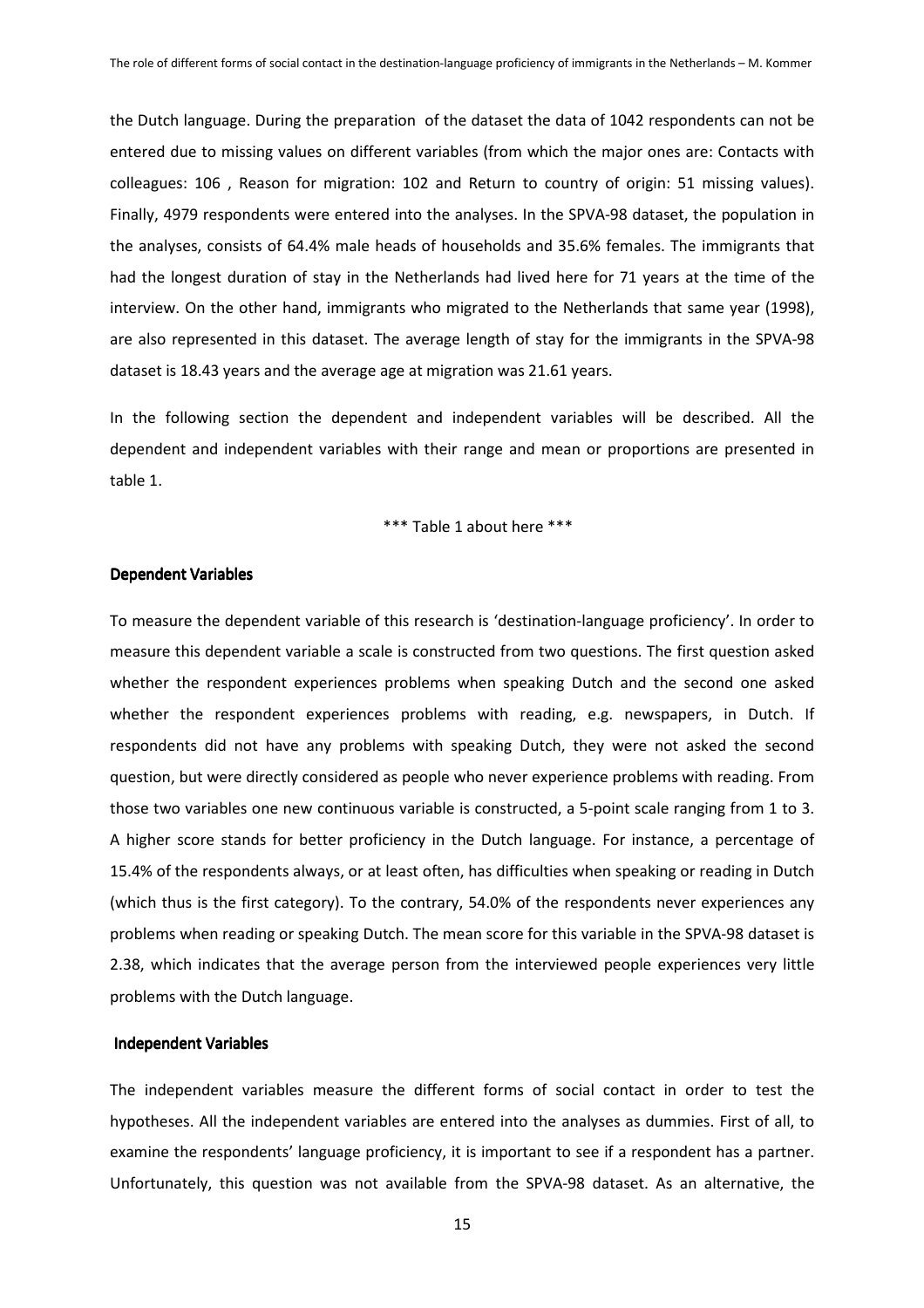the Dutch language. During the preparation of the dataset the data of 1042 respondents can not be entered due to missing values on different variables (from which the major ones are: Contacts with colleagues: 106 , Reason for migration: 102 and Return to country of origin: 51 missing values). Finally, 4979 respondents were entered into the analyses. In the SPVA-98 dataset, the population in the analyses, consists of 64.4% male heads of households and 35.6% females. The immigrants that had the longest duration of stay in the Netherlands had lived here for 71 years at the time of the interview. On the other hand, immigrants who migrated to the Netherlands that same year (1998), are also represented in this dataset. The average length of stay for the immigrants in the SPVA-98 dataset is 18.43 years and the average age at migration was 21.61 years.

In the following section the dependent and independent variables will be described. All the dependent and independent variables with their range and mean or proportions are presented in table 1.

*** Table 1 about here ***

### Dependent Variables

To measure the dependent variable of this research is 'destination-language proficiency'. In order to measure this dependent variable a scale is constructed from two questions. The first question asked whether the respondent experiences problems when speaking Dutch and the second one asked whether the respondent experiences problems with reading, e.g. newspapers, in Dutch. If respondents did not have any problems with speaking Dutch, they were not asked the second question, but were directly considered as people who never experience problems with reading. From those two variables one new continuous variable is constructed, a 5-point scale ranging from 1 to 3. A higher score stands for better proficiency in the Dutch language. For instance, a percentage of 15.4% of the respondents always, or at least often, has difficulties when speaking or reading in Dutch (which thus is the first category). To the contrary, 54.0% of the respondents never experiences any problems when reading or speaking Dutch. The mean score for this variable in the SPVA-98 dataset is 2.38, which indicates that the average person from the interviewed people experiences very little problems with the Dutch language.

### Independent Variables

The independent variables measure the different forms of social contact in order to test the hypotheses. All the independent variables are entered into the analyses as dummies. First of all, to examine the respondents' language proficiency, it is important to see if a respondent has a partner. Unfortunately, this question was not available from the SPVA-98 dataset. As an alternative, the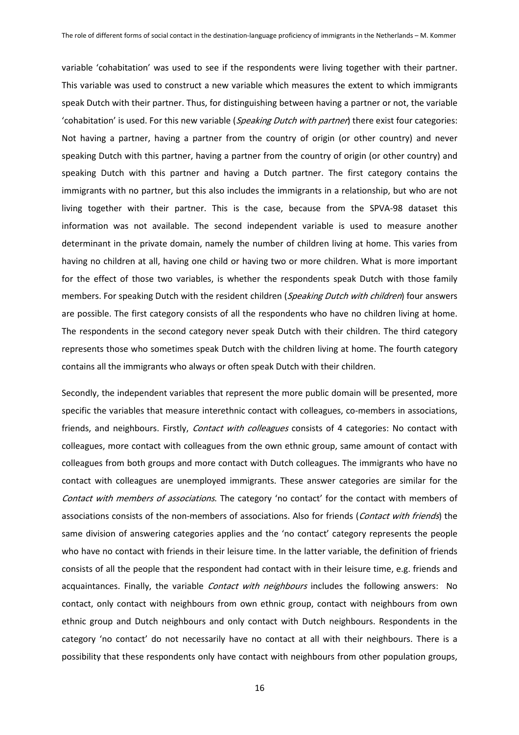variable 'cohabitation' was used to see if the respondents were living together with their partner. This variable was used to construct a new variable which measures the extent to which immigrants speak Dutch with their partner. Thus, for distinguishing between having a partner or not, the variable 'cohabitation' is used. For this new variable (*Speaking Dutch with partner*) there exist four categories: Not having a partner, having a partner from the country of origin (or other country) and never speaking Dutch with this partner, having a partner from the country of origin (or other country) and speaking Dutch with this partner and having a Dutch partner. The first category contains the immigrants with no partner, but this also includes the immigrants in a relationship, but who are not living together with their partner. This is the case, because from the SPVA-98 dataset this information was not available. The second independent variable is used to measure another determinant in the private domain, namely the number of children living at home. This varies from having no children at all, having one child or having two or more children. What is more important for the effect of those two variables, is whether the respondents speak Dutch with those family members. For speaking Dutch with the resident children (*Speaking Dutch with children*) four answers are possible. The first category consists of all the respondents who have no children living at home. The respondents in the second category never speak Dutch with their children. The third category represents those who sometimes speak Dutch with the children living at home. The fourth category contains all the immigrants who always or often speak Dutch with their children.

Secondly, the independent variables that represent the more public domain will be presented, more specific the variables that measure interethnic contact with colleagues, co-members in associations, friends, and neighbours. Firstly, *Contact with colleagues* consists of 4 categories: No contact with colleagues, more contact with colleagues from the own ethnic group, same amount of contact with colleagues from both groups and more contact with Dutch colleagues. The immigrants who have no contact with colleagues are unemployed immigrants. These answer categories are similar for the *Contact with members of associations*. The category 'no contact' for the contact with members of associations consists of the non-members of associations. Also for friends (*Contact with friends*) the same division of answering categories applies and the 'no contact' category represents the people who have no contact with friends in their leisure time. In the latter variable, the definition of friends consists of all the people that the respondent had contact with in their leisure time, e.g. friends and acquaintances. Finally, the variable *Contact with neighbours* includes the following answers: No contact, only contact with neighbours from own ethnic group, contact with neighbours from own ethnic group and Dutch neighbours and only contact with Dutch neighbours. Respondents in the category 'no contact' do not necessarily have no contact at all with their neighbours. There is a possibility that these respondents only have contact with neighbours from other population groups,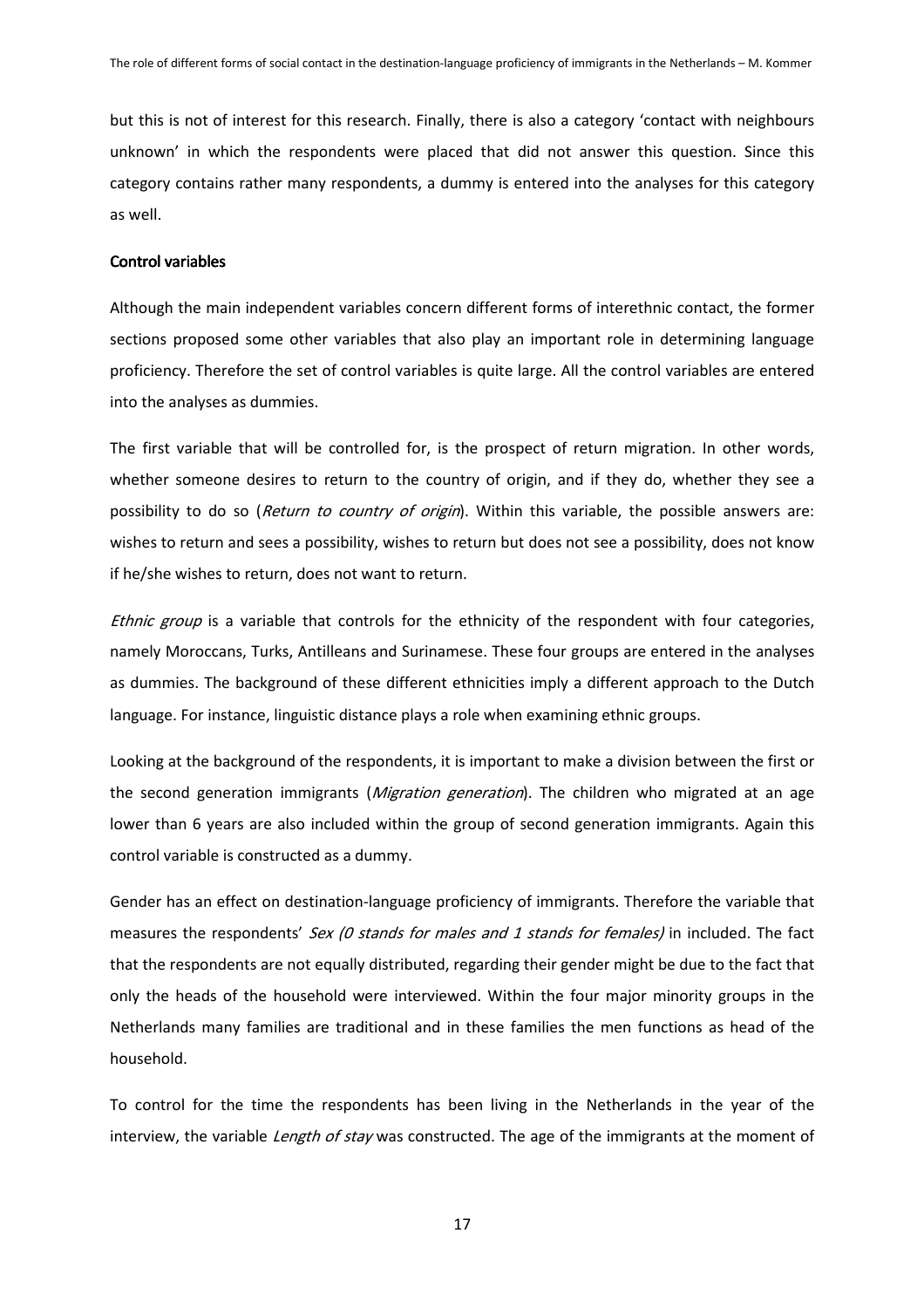but this is not of interest for this research. Finally, there is also a category 'contact with neighbours unknown' in which the respondents were placed that did not answer this question. Since this category contains rather many respondents, a dummy is entered into the analyses for this category as well.

**Control variables**

Although the main independent variables concern different forms of interethnic contact, the former sections proposed some other variables that also play an important role in determining language proficiency. Therefore the set of control variables is quite large. All the control variables are entered into the analyses as dummies.

The first variable that will be controlled for, is the prospect of return migration. In other words, whether someone desires to return to the country of origin, and if they do, whether they see a possibility to do so (*Return to country of origin*). Within this variable, the possible answers are: wishes to return and sees a possibility, wishes to return but does not see a possibility, does not know if he/she wishes to return, does not want to return.

*Ethnic group* is a variable that controls for the ethnicity of the respondent with four categories, namely Moroccans, Turks, Antilleans and Surinamese. These four groups are entered in the analyses as dummies. The background of these different ethnicities imply a different approach to the Dutch language. For instance, linguistic distance plays a role when examining ethnic groups.

Looking at the background of the respondents, it is important to make a division between the first or the second generation immigrants (*Migration generation*). The children who migrated at an age lower than 6 years are also included within the group of second generation immigrants. Again this control variable is constructed as a dummy.

Gender has an effect on destination-language proficiency of immigrants. Therefore the variable that measures the respondents' *Sex (0 stands for males and 1 stands for females)* in included. The fact that the respondents are not equally distributed, regarding their gender might be due to the fact that only the heads of the household were interviewed. Within the four major minority groups in the Netherlands many families are traditional and in these families the men functions as head of the household.

To control for the time the respondents has been living in the Netherlands in the year of the interview, the variable *Length of stay* was constructed. The age of the immigrants at the moment of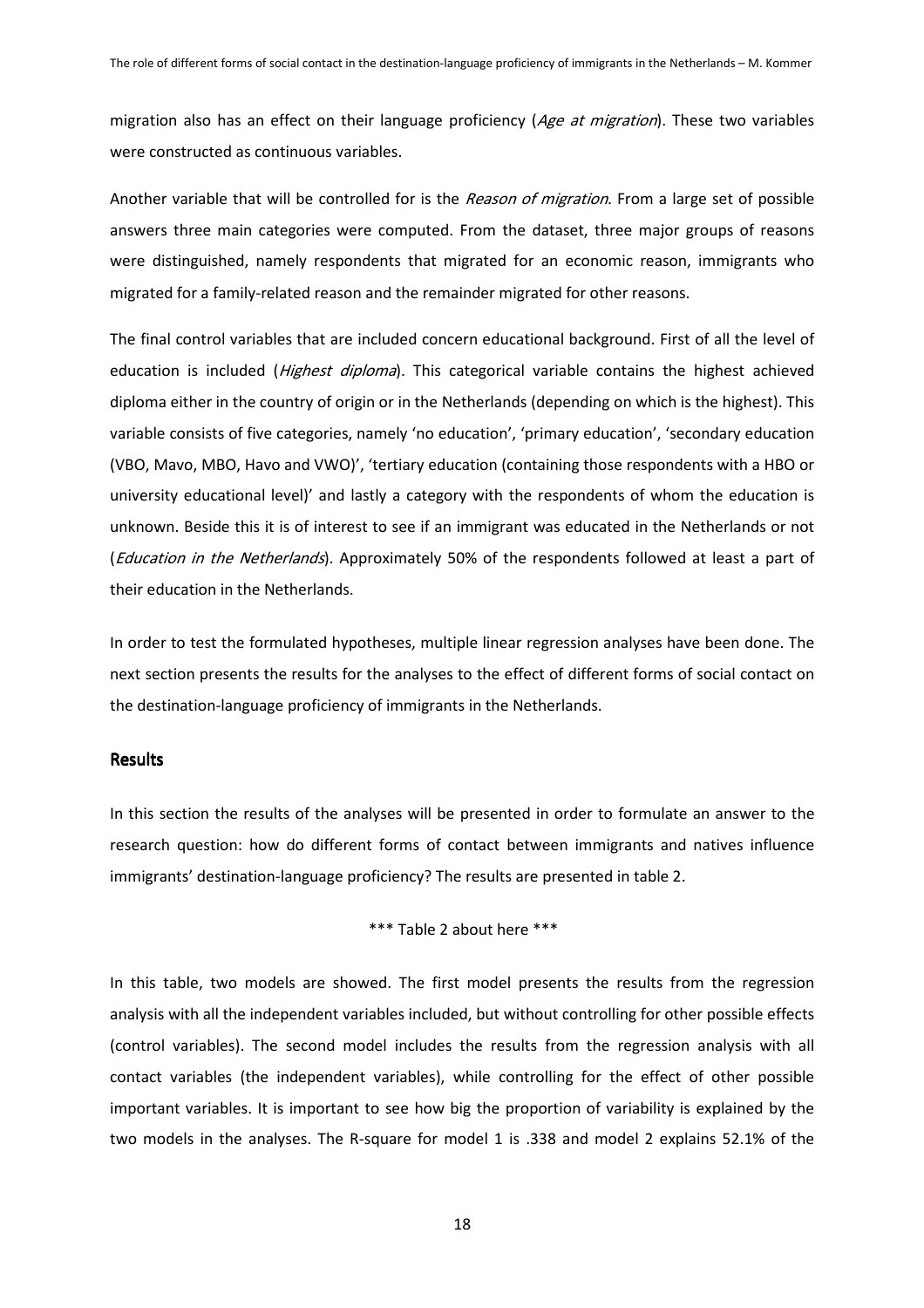migration also has an effect on their language proficiency (*Age at migration*). These two variables were constructed as continuous variables.

Another variable that will be controlled for is the *Reason of migration*. From a large set of possible answers three main categories were computed. From the dataset, three major groups of reasons were distinguished, namely respondents that migrated for an economic reason, immigrants who migrated for a family-related reason and the remainder migrated for other reasons.

The final control variables that are included concern educational background. First of all the level of education is included (*Highest diploma*). This categorical variable contains the highest achieved diploma either in the country of origin or in the Netherlands (depending on which is the highest). This variable consists of five categories, namely 'no education', 'primary education', 'secondary education (VBO, Mavo, MBO, Havo and VWO)', 'tertiary education (containing those respondents with a HBO or university educational level)' and lastly a category with the respondents of whom the education is unknown. Beside this it is of interest to see if an immigrant was educated in the Netherlands or not (*Education in the Netherlands*). Approximately 50% of the respondents followed at least a part of their education in the Netherlands.

In order to test the formulated hypotheses, multiple linear regression analyses have been done. The next section presents the results for the analyses to the effect of different forms of social contact on the destination-language proficiency of immigrants in the Netherlands.

## Results

In this section the results of the analyses will be presented in order to formulate an answer to the research question: how do different forms of contact between immigrants and natives influence immigrants' destination-language proficiency? The results are presented in table 2.

\*\*\* Table 2 about here \*\*\*

In this table, two models are showed. The first model presents the results from the regression analysis with all the independent variables included, but without controlling for other possible effects (control variables). The second model includes the results from the regression analysis with all contact variables (the independent variables), while controlling for the effect of other possible important variables. It is important to see how big the proportion of variability is explained by the two models in the analyses. The R-square for model 1 is .338 and model 2 explains 52.1% of the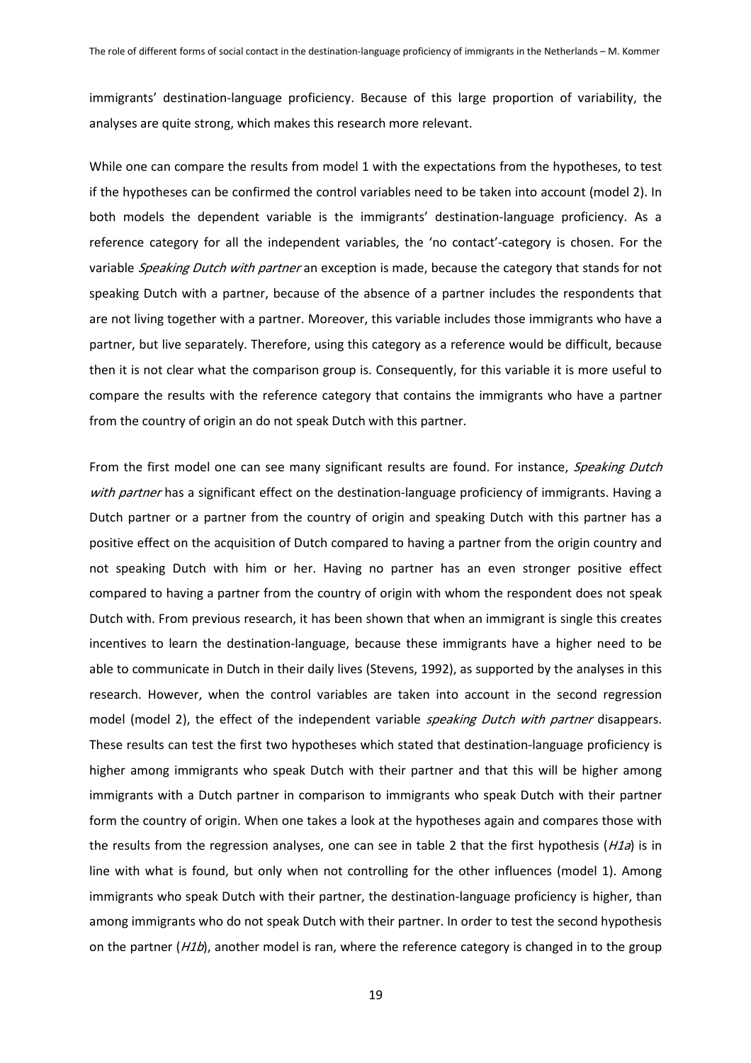immigrants' destination-language proficiency. Because of this large proportion of variability, the analyses are quite strong, which makes this research more relevant.

While one can compare the results from model 1 with the expectations from the hypotheses, to test if the hypotheses can be confirmed the control variables need to be taken into account (model 2). In both models the dependent variable is the immigrants' destination-language proficiency. As a reference category for all the independent variables, the 'no contact'-category is chosen. For the variable *Speaking Dutch with partner* an exception is made, because the category that stands for not speaking Dutch with a partner, because of the absence of a partner includes the respondents that are not living together with a partner. Moreover, this variable includes those immigrants who have a partner, but live separately. Therefore, using this category as a reference would be difficult, because then it is not clear what the comparison group is. Consequently, for this variable it is more useful to compare the results with the reference category that contains the immigrants who have a partner from the country of origin an do not speak Dutch with this partner.

From the first model one can see many significant results are found. For instance, *Speaking Dutch with partner* has a significant effect on the destination-language proficiency of immigrants. Having a Dutch partner or a partner from the country of origin and speaking Dutch with this partner has a positive effect on the acquisition of Dutch compared to having a partner from the origin country and not speaking Dutch with him or her. Having no partner has an even stronger positive effect compared to having a partner from the country of origin with whom the respondent does not speak Dutch with. From previous research, it has been shown that when an immigrant is single this creates incentives to learn the destination-language, because these immigrants have a higher need to be able to communicate in Dutch in their daily lives (Stevens, 1992), as supported by the analyses in this research. However, when the control variables are taken into account in the second regression model (model 2), the effect of the independent variable *speaking Dutch with partner* disappears. These results can test the first two hypotheses which stated that destination-language proficiency is higher among immigrants who speak Dutch with their partner and that this will be higher among immigrants with a Dutch partner in comparison to immigrants who speak Dutch with their partner form the country of origin. When one takes a look at the hypotheses again and compares those with the results from the regression analyses, one can see in table 2 that the first hypothesis (*H1a*) is in line with what is found, but only when not controlling for the other influences (model 1). Among immigrants who speak Dutch with their partner, the destination-language proficiency is higher, than among immigrants who do not speak Dutch with their partner. In order to test the second hypothesis on the partner (*H1b*), another model is ran, where the reference category is changed in to the group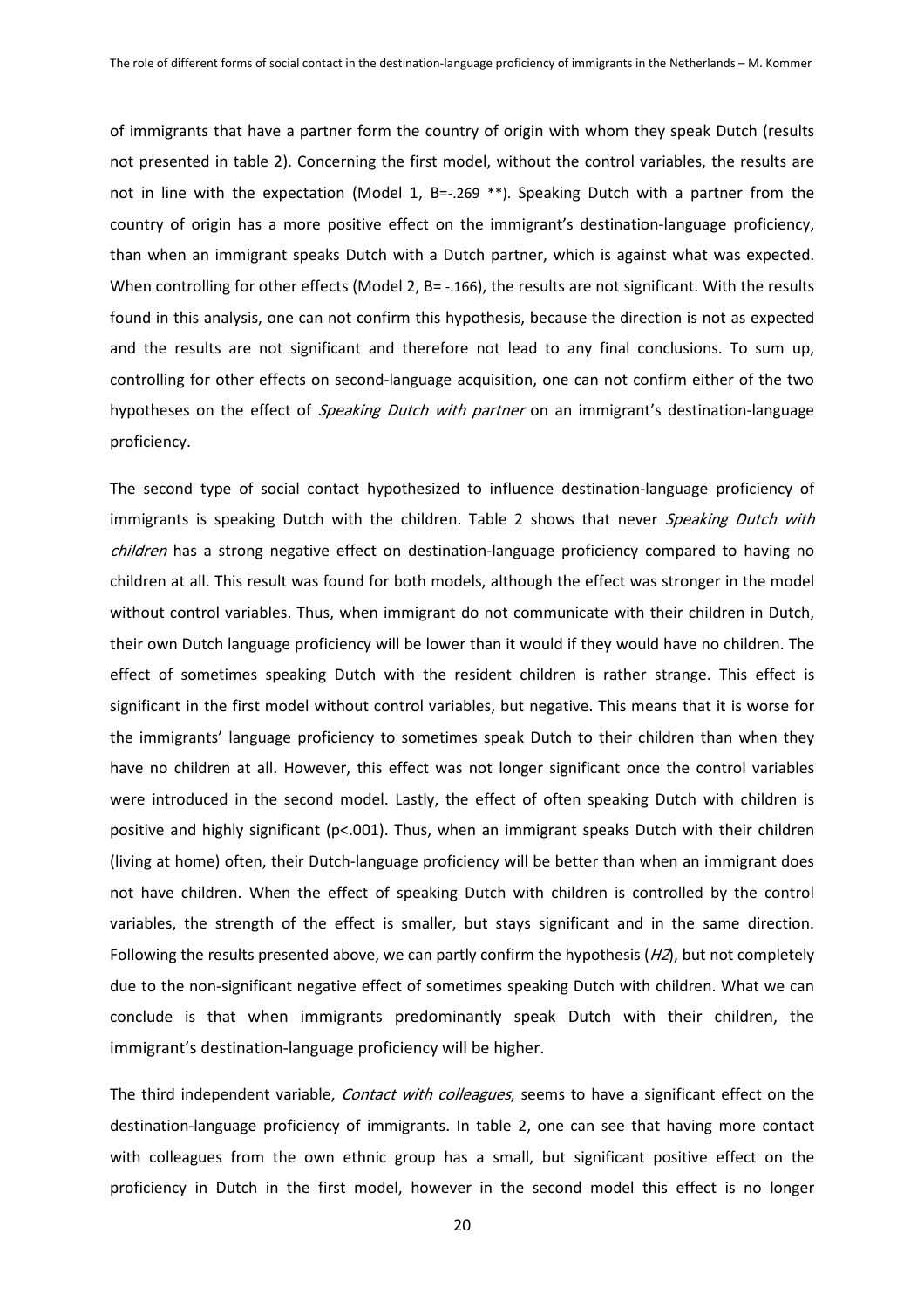of immigrants that have a partner form the country of origin with whom they speak Dutch (results not presented in table 2). Concerning the first model, without the control variables, the results are not in line with the expectation (Model 1, B=-.269 **). Speaking Dutch with a partner from the country of origin has a more positive effect on the immigrant's destination-language proficiency, than when an immigrant speaks Dutch with a Dutch partner, which is against what was expected. When controlling for other effects (Model 2, B= -.166), the results are not significant. With the results found in this analysis, one can not confirm this hypothesis, because the direction is not as expected and the results are not significant and therefore not lead to any final conclusions. To sum up, controlling for other effects on second-language acquisition, one can not confirm either of the two hypotheses on the effect of *Speaking Dutch with partner* on an immigrant's destination-language proficiency.

The second type of social contact hypothesized to influence destination-language proficiency of immigrants is speaking Dutch with the children. Table 2 shows that never *Speaking Dutch with children* has a strong negative effect on destination-language proficiency compared to having no children at all. This result was found for both models, although the effect was stronger in the model without control variables. Thus, when immigrant do not communicate with their children in Dutch, their own Dutch language proficiency will be lower than it would if they would have no children. The effect of sometimes speaking Dutch with the resident children is rather strange. This effect is significant in the first model without control variables, but negative. This means that it is worse for the immigrants' language proficiency to sometimes speak Dutch to their children than when they have no children at all. However, this effect was not longer significant once the control variables were introduced in the second model. Lastly, the effect of often speaking Dutch with children is positive and highly significant ($p<.001$). Thus, when an immigrant speaks Dutch with their children (living at home) often, their Dutch-language proficiency will be better than when an immigrant does not have children. When the effect of speaking Dutch with children is controlled by the control variables, the strength of the effect is smaller, but stays significant and in the same direction. Following the results presented above, we can partly confirm the hypothesis (*H2*), but not completely due to the non-significant negative effect of sometimes speaking Dutch with children. What we can conclude is that when immigrants predominantly speak Dutch with their children, the immigrant's destination-language proficiency will be higher.

The third independent variable, *Contact with colleagues*, seems to have a significant effect on the destination-language proficiency of immigrants. In table 2, one can see that having more contact with colleagues from the own ethnic group has a small, but significant positive effect on the proficiency in Dutch in the first model, however in the second model this effect is no longer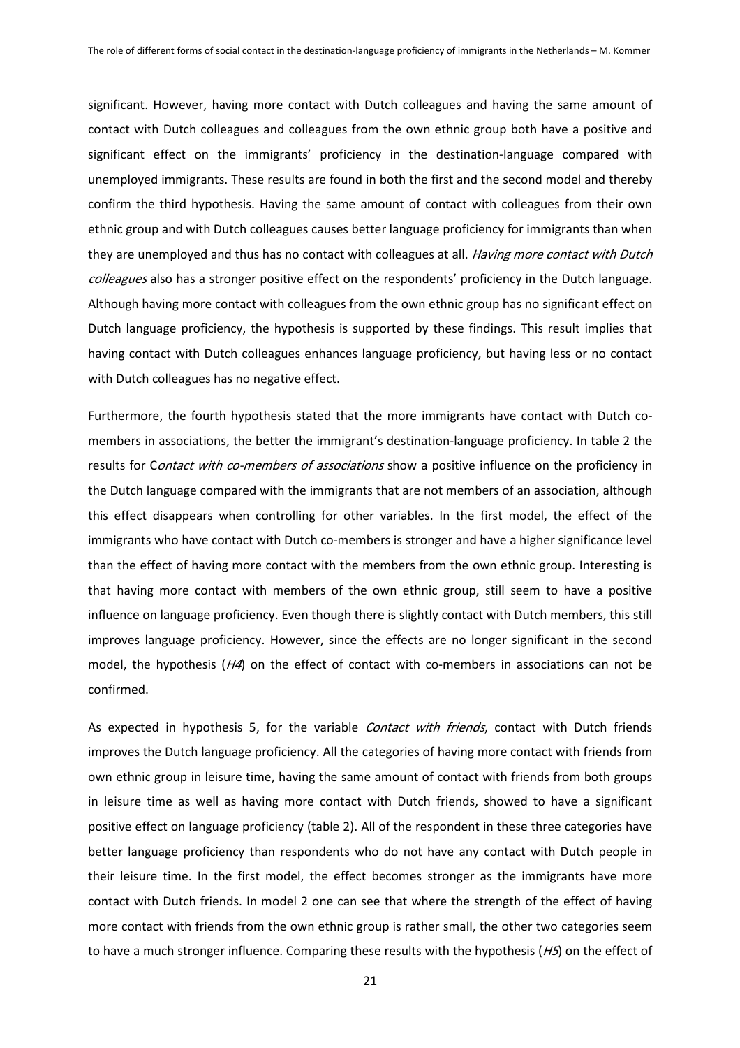significant. However, having more contact with Dutch colleagues and having the same amount of contact with Dutch colleagues and colleagues from the own ethnic group both have a positive and significant effect on the immigrants' proficiency in the destination-language compared with unemployed immigrants. These results are found in both the first and the second model and thereby confirm the third hypothesis. Having the same amount of contact with colleagues from their own ethnic group and with Dutch colleagues causes better language proficiency for immigrants than when they are unemployed and thus has no contact with colleagues at all. *Having more contact with Dutch colleagues* also has a stronger positive effect on the respondents' proficiency in the Dutch language. Although having more contact with colleagues from the own ethnic group has no significant effect on Dutch language proficiency, the hypothesis is supported by these findings. This result implies that having contact with Dutch colleagues enhances language proficiency, but having less or no contact with Dutch colleagues has no negative effect.

Furthermore, the fourth hypothesis stated that the more immigrants have contact with Dutch co-members in associations, the better the immigrant's destination-language proficiency. In table 2 the results for C*ontact with co-members of associations* show a positive influence on the proficiency in the Dutch language compared with the immigrants that are not members of an association, although this effect disappears when controlling for other variables. In the first model, the effect of the immigrants who have contact with Dutch co-members is stronger and have a higher significance level than the effect of having more contact with the members from the own ethnic group. Interesting is that having more contact with members of the own ethnic group, still seem to have a positive influence on language proficiency. Even though there is slightly contact with Dutch members, this still improves language proficiency. However, since the effects are no longer significant in the second model, the hypothesis (*H4*) on the effect of contact with co-members in associations can not be confirmed.

As expected in hypothesis 5, for the variable *Contact with friends*, contact with Dutch friends improves the Dutch language proficiency. All the categories of having more contact with friends from own ethnic group in leisure time, having the same amount of contact with friends from both groups in leisure time as well as having more contact with Dutch friends, showed to have a significant positive effect on language proficiency (table 2). All of the respondent in these three categories have better language proficiency than respondents who do not have any contact with Dutch people in their leisure time. In the first model, the effect becomes stronger as the immigrants have more contact with Dutch friends. In model 2 one can see that where the strength of the effect of having more contact with friends from the own ethnic group is rather small, the other two categories seem to have a much stronger influence. Comparing these results with the hypothesis (*H5*) on the effect of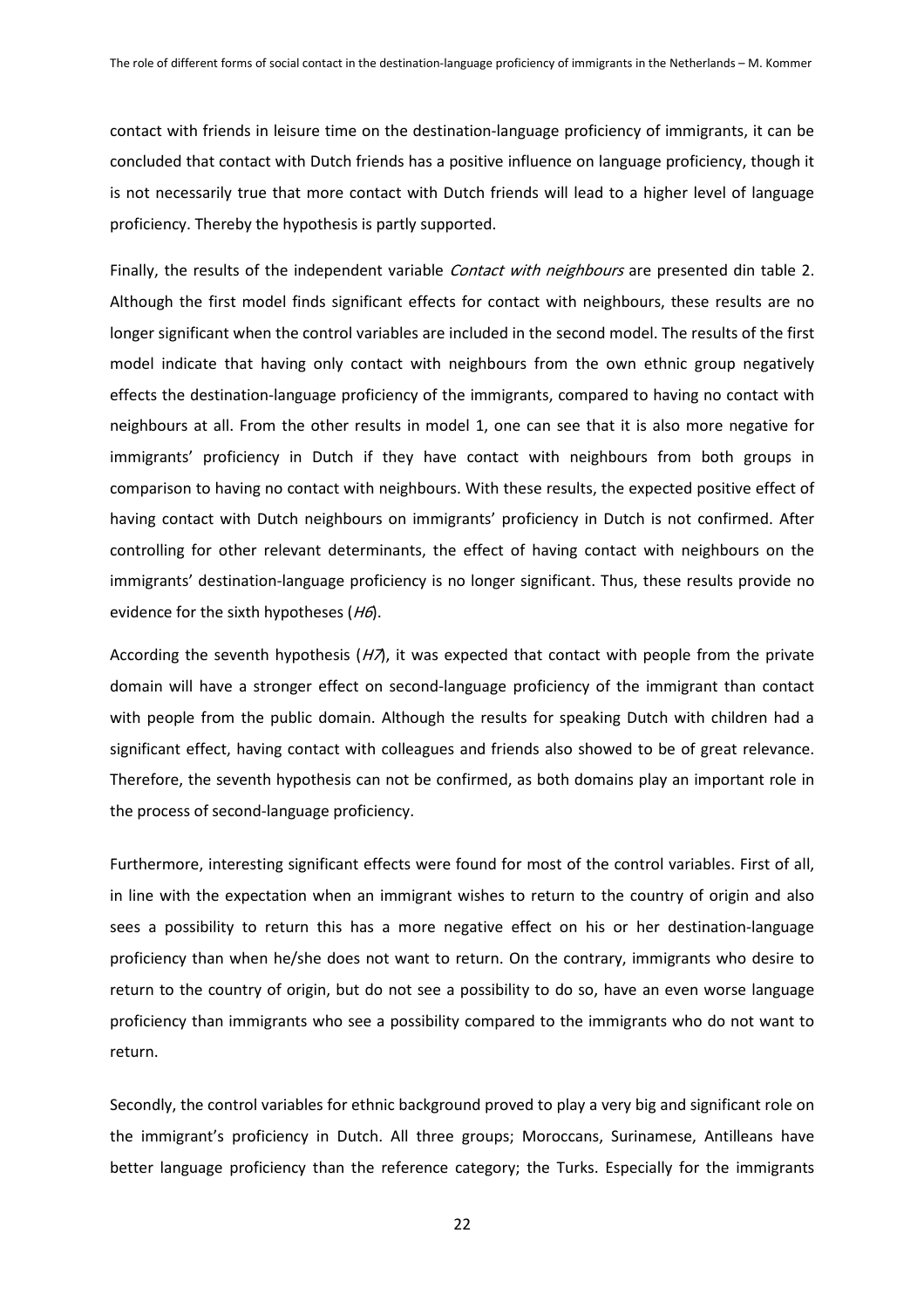contact with friends in leisure time on the destination-language proficiency of immigrants, it can be concluded that contact with Dutch friends has a positive influence on language proficiency, though it is not necessarily true that more contact with Dutch friends will lead to a higher level of language proficiency. Thereby the hypothesis is partly supported.

Finally, the results of the independent variable *Contact with neighbours* are presented din table 2. Although the first model finds significant effects for contact with neighbours, these results are no longer significant when the control variables are included in the second model. The results of the first model indicate that having only contact with neighbours from the own ethnic group negatively effects the destination-language proficiency of the immigrants, compared to having no contact with neighbours at all. From the other results in model 1, one can see that it is also more negative for immigrants' proficiency in Dutch if they have contact with neighbours from both groups in comparison to having no contact with neighbours. With these results, the expected positive effect of having contact with Dutch neighbours on immigrants' proficiency in Dutch is not confirmed. After controlling for other relevant determinants, the effect of having contact with neighbours on the immigrants' destination-language proficiency is no longer significant. Thus, these results provide no evidence for the sixth hypotheses (*H6*).

According the seventh hypothesis (*H7*), it was expected that contact with people from the private domain will have a stronger effect on second-language proficiency of the immigrant than contact with people from the public domain. Although the results for speaking Dutch with children had a significant effect, having contact with colleagues and friends also showed to be of great relevance. Therefore, the seventh hypothesis can not be confirmed, as both domains play an important role in the process of second-language proficiency.

Furthermore, interesting significant effects were found for most of the control variables. First of all, in line with the expectation when an immigrant wishes to return to the country of origin and also sees a possibility to return this has a more negative effect on his or her destination-language proficiency than when he/she does not want to return. On the contrary, immigrants who desire to return to the country of origin, but do not see a possibility to do so, have an even worse language proficiency than immigrants who see a possibility compared to the immigrants who do not want to return.

Secondly, the control variables for ethnic background proved to play a very big and significant role on the immigrant's proficiency in Dutch. All three groups; Moroccans, Surinamese, Antilleans have better language proficiency than the reference category; the Turks. Especially for the immigrants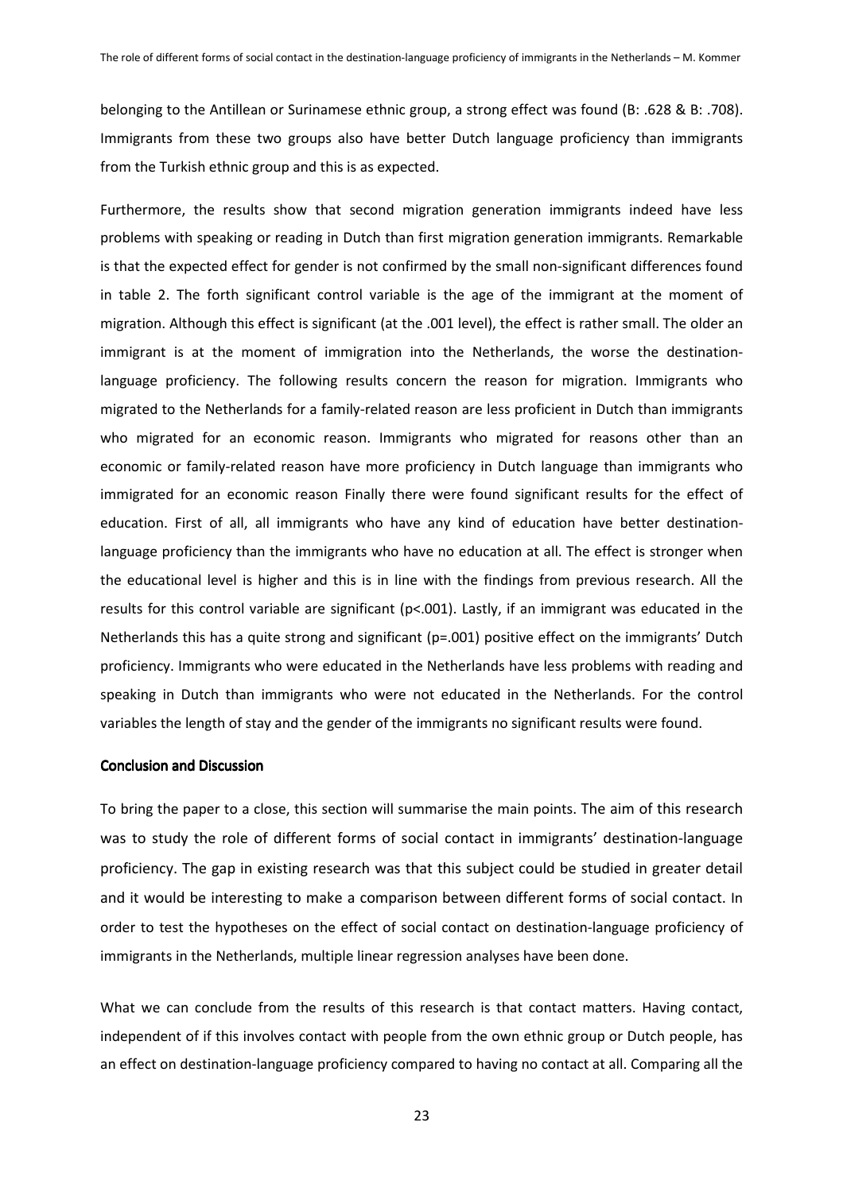belonging to the Antillean or Surinamese ethnic group, a strong effect was found (B: .628 & B: .708). Immigrants from these two groups also have better Dutch language proficiency than immigrants from the Turkish ethnic group and this is as expected.

Furthermore, the results show that second migration generation immigrants indeed have less problems with speaking or reading in Dutch than first migration generation immigrants. Remarkable is that the expected effect for gender is not confirmed by the small non-significant differences found in table 2. The forth significant control variable is the age of the immigrant at the moment of migration. Although this effect is significant (at the .001 level), the effect is rather small. The older an immigrant is at the moment of immigration into the Netherlands, the worse the destination-language proficiency. The following results concern the reason for migration. Immigrants who migrated to the Netherlands for a family-related reason are less proficient in Dutch than immigrants who migrated for an economic reason. Immigrants who migrated for reasons other than an economic or family-related reason have more proficiency in Dutch language than immigrants who immigrated for an economic reason Finally there were found significant results for the effect of education. First of all, all immigrants who have any kind of education have better destination-language proficiency than the immigrants who have no education at all. The effect is stronger when the educational level is higher and this is in line with the findings from previous research. All the results for this control variable are significant ($p<.001$). Lastly, if an immigrant was educated in the Netherlands this has a quite strong and significant ($p=.001$) positive effect on the immigrants' Dutch proficiency. Immigrants who were educated in the Netherlands have less problems with reading and speaking in Dutch than immigrants who were not educated in the Netherlands. For the control variables the length of stay and the gender of the immigrants no significant results were found.

## Conclusion and Discussion

To bring the paper to a close, this section will summarise the main points. The aim of this research was to study the role of different forms of social contact in immigrants' destination-language proficiency. The gap in existing research was that this subject could be studied in greater detail and it would be interesting to make a comparison between different forms of social contact. In order to test the hypotheses on the effect of social contact on destination-language proficiency of immigrants in the Netherlands, multiple linear regression analyses have been done.

What we can conclude from the results of this research is that contact matters. Having contact, independent of if this involves contact with people from the own ethnic group or Dutch people, has an effect on destination-language proficiency compared to having no contact at all. Comparing all the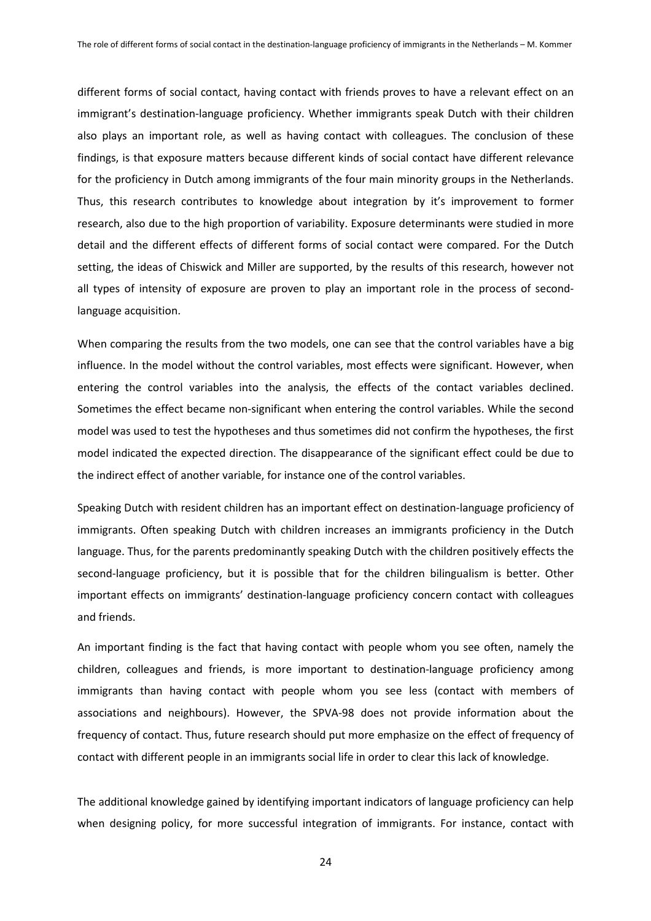different forms of social contact, having contact with friends proves to have a relevant effect on an immigrant's destination-language proficiency. Whether immigrants speak Dutch with their children also plays an important role, as well as having contact with colleagues. The conclusion of these findings, is that exposure matters because different kinds of social contact have different relevance for the proficiency in Dutch among immigrants of the four main minority groups in the Netherlands. Thus, this research contributes to knowledge about integration by it's improvement to former research, also due to the high proportion of variability. Exposure determinants were studied in more detail and the different effects of different forms of social contact were compared. For the Dutch setting, the ideas of Chiswick and Miller are supported, by the results of this research, however not all types of intensity of exposure are proven to play an important role in the process of second-language acquisition.

When comparing the results from the two models, one can see that the control variables have a big influence. In the model without the control variables, most effects were significant. However, when entering the control variables into the analysis, the effects of the contact variables declined. Sometimes the effect became non-significant when entering the control variables. While the second model was used to test the hypotheses and thus sometimes did not confirm the hypotheses, the first model indicated the expected direction. The disappearance of the significant effect could be due to the indirect effect of another variable, for instance one of the control variables.

Speaking Dutch with resident children has an important effect on destination-language proficiency of immigrants. Often speaking Dutch with children increases an immigrants proficiency in the Dutch language. Thus, for the parents predominantly speaking Dutch with the children positively effects the second-language proficiency, but it is possible that for the children bilingualism is better. Other important effects on immigrants' destination-language proficiency concern contact with colleagues and friends.

An important finding is the fact that having contact with people whom you see often, namely the children, colleagues and friends, is more important to destination-language proficiency among immigrants than having contact with people whom you see less (contact with members of associations and neighbours). However, the SPVA-98 does not provide information about the frequency of contact. Thus, future research should put more emphasize on the effect of frequency of contact with different people in an immigrants social life in order to clear this lack of knowledge.

The additional knowledge gained by identifying important indicators of language proficiency can help when designing policy, for more successful integration of immigrants. For instance, contact with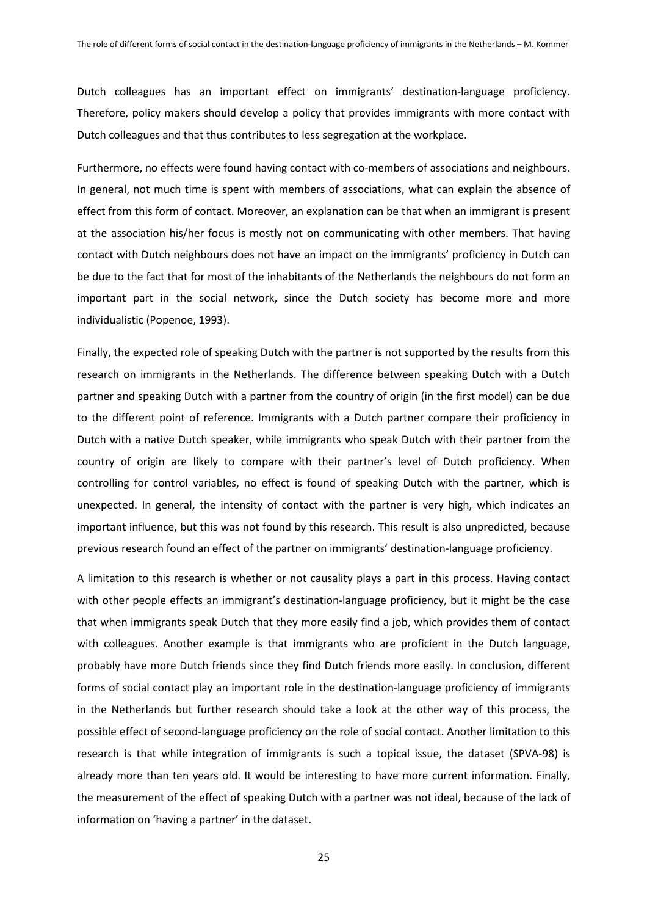Dutch colleagues has an important effect on immigrants' destination-language proficiency. Therefore, policy makers should develop a policy that provides immigrants with more contact with Dutch colleagues and that thus contributes to less segregation at the workplace.

Furthermore, no effects were found having contact with co-members of associations and neighbours. In general, not much time is spent with members of associations, what can explain the absence of effect from this form of contact. Moreover, an explanation can be that when an immigrant is present at the association his/her focus is mostly not on communicating with other members. That having contact with Dutch neighbours does not have an impact on the immigrants' proficiency in Dutch can be due to the fact that for most of the inhabitants of the Netherlands the neighbours do not form an important part in the social network, since the Dutch society has become more and more individualistic (Popenoe, 1993).

Finally, the expected role of speaking Dutch with the partner is not supported by the results from this research on immigrants in the Netherlands. The difference between speaking Dutch with a Dutch partner and speaking Dutch with a partner from the country of origin (in the first model) can be due to the different point of reference. Immigrants with a Dutch partner compare their proficiency in Dutch with a native Dutch speaker, while immigrants who speak Dutch with their partner from the country of origin are likely to compare with their partner's level of Dutch proficiency. When controlling for control variables, no effect is found of speaking Dutch with the partner, which is unexpected. In general, the intensity of contact with the partner is very high, which indicates an important influence, but this was not found by this research. This result is also unpredicted, because previous research found an effect of the partner on immigrants' destination-language proficiency.

A limitation to this research is whether or not causality plays a part in this process. Having contact with other people effects an immigrant's destination-language proficiency, but it might be the case that when immigrants speak Dutch that they more easily find a job, which provides them of contact with colleagues. Another example is that immigrants who are proficient in the Dutch language, probably have more Dutch friends since they find Dutch friends more easily. In conclusion, different forms of social contact play an important role in the destination-language proficiency of immigrants in the Netherlands but further research should take a look at the other way of this process, the possible effect of second-language proficiency on the role of social contact. Another limitation to this research is that while integration of immigrants is such a topical issue, the dataset (SPVA-98) is already more than ten years old. It would be interesting to have more current information. Finally, the measurement of the effect of speaking Dutch with a partner was not ideal, because of the lack of information on 'having a partner' in the dataset.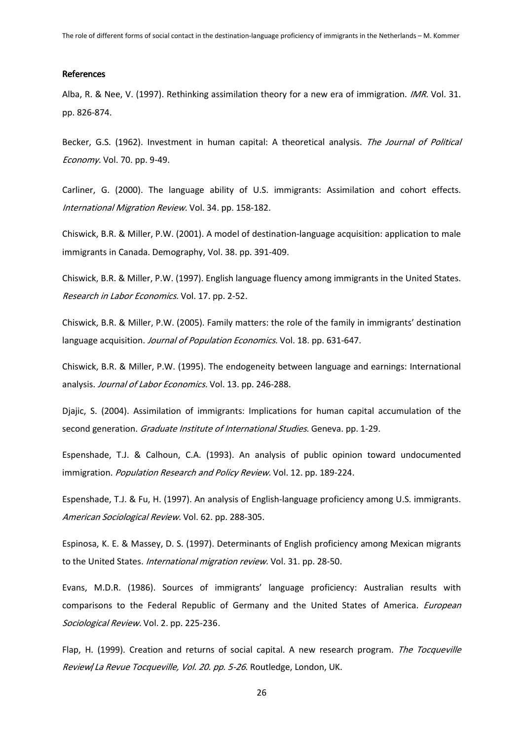#### References

Alba, R. & Nee, V. (1997). Rethinking assimilation theory for a new era of immigration. *IMR.* Vol. 31. pp. 826-874.

Becker, G.S. (1962). Investment in human capital: A theoretical analysis. *The Journal of Political Economy.* Vol. 70. pp. 9-49.

Carliner, G. (2000). The language ability of U.S. immigrants: Assimilation and cohort effects. *International Migration Review.* Vol. 34. pp. 158-182.

Chiswick, B.R. & Miller, P.W. (2001). A model of destination-language acquisition: application to male immigrants in Canada. Demography, Vol. 38. pp. 391-409.

Chiswick, B.R. & Miller, P.W. (1997). English language fluency among immigrants in the United States. *Research in Labor Economics.* Vol. 17. pp. 2-52.

Chiswick, B.R. & Miller, P.W. (2005). Family matters: the role of the family in immigrants' destination language acquisition. *Journal of Population Economics.* Vol. 18. pp. 631-647.

Chiswick, B.R. & Miller, P.W. (1995). The endogeneity between language and earnings: International analysis. *Journal of Labor Economics.* Vol. 13. pp. 246-288.

Djajic, S. (2004). Assimilation of immigrants: Implications for human capital accumulation of the second generation. *Graduate Institute of International Studies*. Geneva. pp. 1-29.

Espenshade, T.J. & Calhoun, C.A. (1993). An analysis of public opinion toward undocumented immigration. *Population Research and Policy Review.* Vol. 12. pp. 189-224.

Espenshade, T.J. & Fu, H. (1997). An analysis of English-language proficiency among U.S. immigrants. *American Sociological Review.* Vol. 62. pp. 288-305.

Espinosa, K. E. & Massey, D. S. (1997). Determinants of English proficiency among Mexican migrants to the United States. *International migration review.* Vol. 31. pp. 28-50.

Evans, M.D.R. (1986). Sources of immigrants' language proficiency: Australian results with comparisons to the Federal Republic of Germany and the United States of America. *European Sociological Review.* Vol. 2. pp. 225-236.

Flap, H. (1999). Creation and returns of social capital. A new research program. *The Tocqueville Review/ La Revue Tocqueville, Vol. 20. pp. 5-26*. Routledge, London, UK.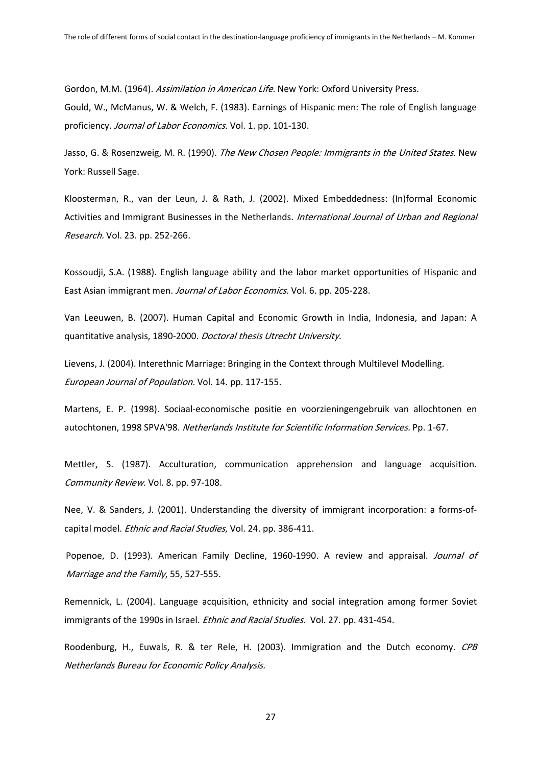Gordon, M.M. (1964). *Assimilation in American Life.* New York: Oxford University Press.

Gould, W., McManus, W. & Welch, F. (1983). Earnings of Hispanic men: The role of English language proficiency. *Journal of Labor Economics.* Vol. 1. pp. 101-130.

Jasso, G. & Rosenzweig, M. R. (1990). *The New Chosen People: Immigrants in the United States.* New York: Russell Sage.

Kloosterman, R., van der Leun, J. & Rath, J. (2002). Mixed Embeddedness: (In)formal Economic Activities and Immigrant Businesses in the Netherlands. *International Journal of Urban and Regional Research.* Vol. 23. pp. 252-266.

Kossoudji, S.A. (1988). English language ability and the labor market opportunities of Hispanic and East Asian immigrant men. *Journal of Labor Economics.* Vol. 6. pp. 205-228.

Van Leeuwen, B. (2007). Human Capital and Economic Growth in India, Indonesia, and Japan: A quantitative analysis, 1890-2000. *Doctoral thesis Utrecht University.*

Lievens, J. (2004). Interethnic Marriage: Bringing in the Context through Multilevel Modelling. *European Journal of Population.* Vol. 14. pp. 117-155.

Martens, E. P. (1998). Sociaal-economische positie en voorzieningengebruik van allochtonen en autochtonen, 1998 SPVA'98. *Netherlands Institute for Scientific Information Services.* Pp. 1-67.

Mettler, S. (1987). Acculturation, communication apprehension and language acquisition. *Community Review.* Vol. 8. pp. 97-108.

Nee, V. & Sanders, J. (2001). Understanding the diversity of immigrant incorporation: a forms-of-capital model. *Ethnic and Racial Studies*, Vol. 24. pp. 386-411.

Popenoe, D. (1993). American Family Decline, 1960-1990. A review and appraisal. *Journal of Marriage and the Family*, 55, 527-555.

Remennick, L. (2004). Language acquisition, ethnicity and social integration among former Soviet immigrants of the 1990s in Israel. *Ethnic and Racial Studies.* Vol. 27. pp. 431-454.

Roodenburg, H., Euwals, R. & ter Rele, H. (2003). Immigration and the Dutch economy. *CPB Netherlands Bureau for Economic Policy Analysis.*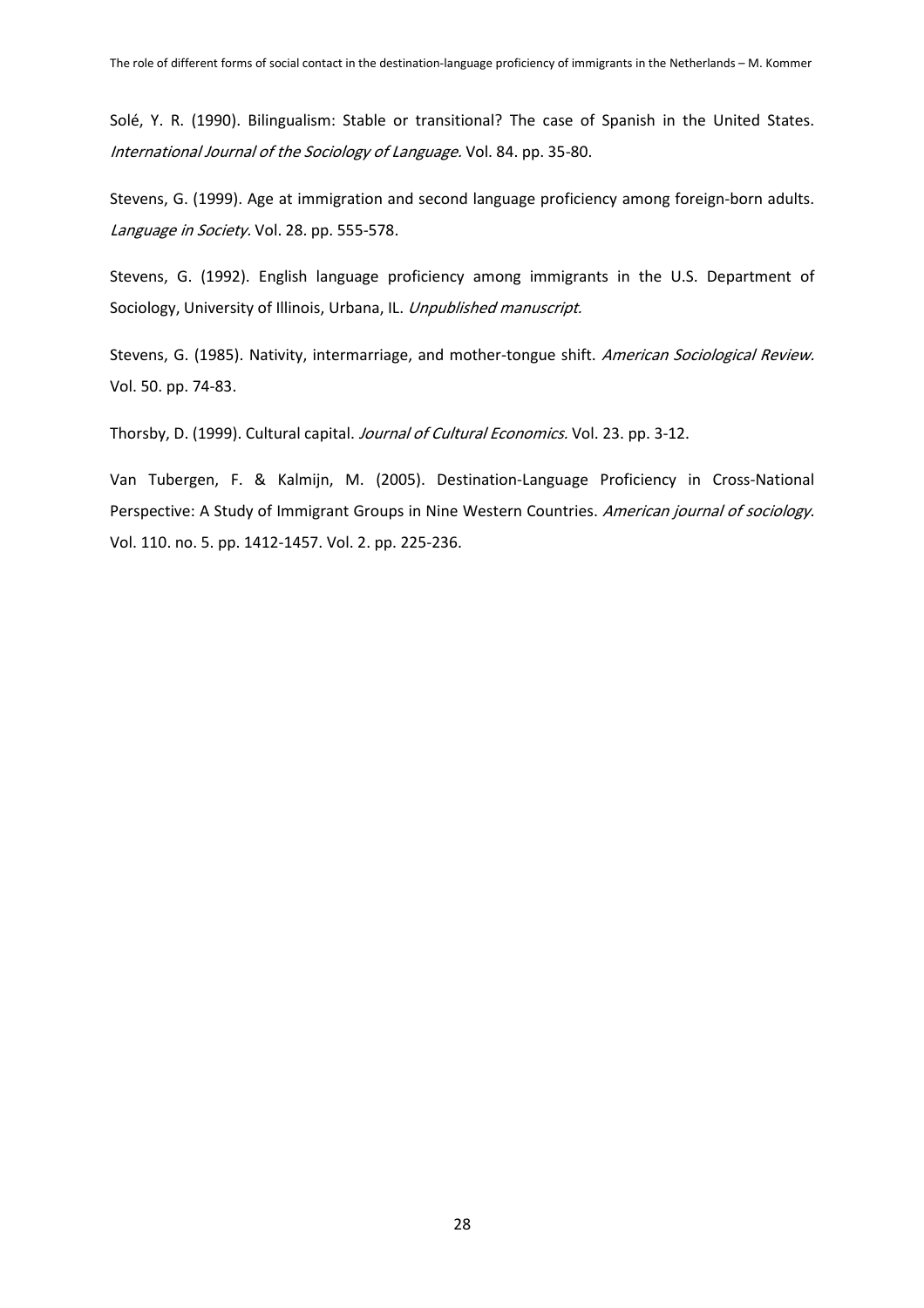Solé, Y. R. (1990). Bilingualism: Stable or transitional? The case of Spanish in the United States. *International Journal of the Sociology of Language.* Vol. 84. pp. 35-80.

Stevens, G. (1999). Age at immigration and second language proficiency among foreign-born adults. *Language in Society.* Vol. 28. pp. 555-578.

Stevens, G. (1992). English language proficiency among immigrants in the U.S. Department of Sociology, University of Illinois, Urbana, IL. *Unpublished manuscript.*

Stevens, G. (1985). Nativity, intermarriage, and mother-tongue shift. *American Sociological Review.* Vol. 50. pp. 74-83.

Thorsby, D. (1999). Cultural capital. *Journal of Cultural Economics.* Vol. 23. pp. 3-12.

Van Tubergen, F. & Kalmijn, M. (2005). Destination-Language Proficiency in Cross-National Perspective: A Study of Immigrant Groups in Nine Western Countries. *American journal of sociology*. Vol. 110. no. 5. pp. 1412-1457. Vol. 2. pp. 225-236.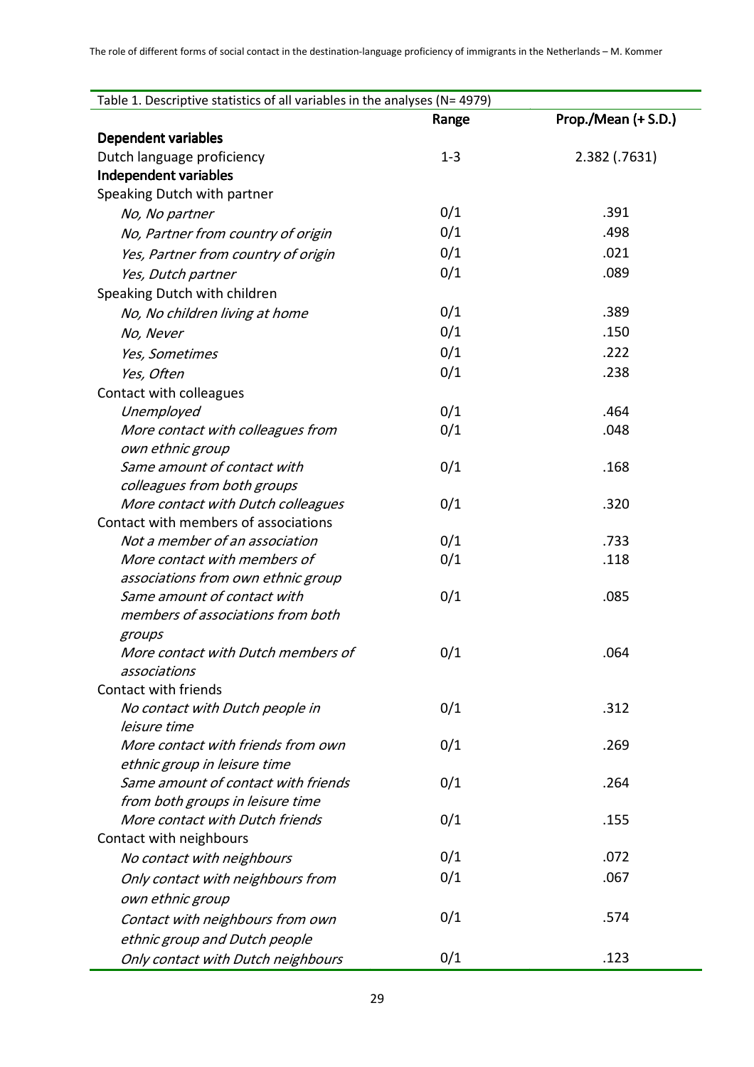| Table 1. Descriptive statistics of all variables in the analyses (N= 4979) | Range | Prop./Mean (+ S.D.) |
|---|---|---|
| **Dependent variables** | | |
| Dutch language proficiency | 1-3 | 2.382 (.7631) |
| **Independent variables** | | |
| Speaking Dutch with partner | | |
| *No, No partner* | 0/1 | .391 |
| *No, Partner from country of origin* | 0/1 | .498 |
| *Yes, Partner from country of origin* | 0/1 | .021 |
| *Yes, Dutch partner* | 0/1 | .089 |
| Speaking Dutch with children | | |
| *No, No children living at home* | 0/1 | .389 |
| *No, Never* | 0/1 | .150 |
| *Yes, Sometimes* | 0/1 | .222 |
| *Yes, Often* | 0/1 | .238 |
| Contact with colleagues | | |
| *Unemployed* | 0/1 | .464 |
| *More contact with colleagues from own ethnic group* | 0/1 | .048 |
| *Same amount of contact with colleagues from both groups* | 0/1 | .168 |
| *More contact with Dutch colleagues* | 0/1 | .320 |
| Contact with members of associations | | |
| *Not a member of an association* | 0/1 | .733 |
| *More contact with members of associations from own ethnic group* | 0/1 | .118 |
| *Same amount of contact with members of associations from both groups* | 0/1 | .085 |
| *More contact with Dutch members of associations* | 0/1 | .064 |
| Contact with friends | | |
| *No contact with Dutch people in leisure time* | 0/1 | .312 |
| *More contact with friends from own ethnic group in leisure time* | 0/1 | .269 |
| *Same amount of contact with friends from both groups in leisure time* | 0/1 | .264 |
| *More contact with Dutch friends* | 0/1 | .155 |
| Contact with neighbours | | |
| *No contact with neighbours* | 0/1 | .072 |
| *Only contact with neighbours from own ethnic group* | 0/1 | .067 |
| *Contact with neighbours from own ethnic group and Dutch people* | 0/1 | .574 |
| *Only contact with Dutch neighbours* | 0/1 | .123 |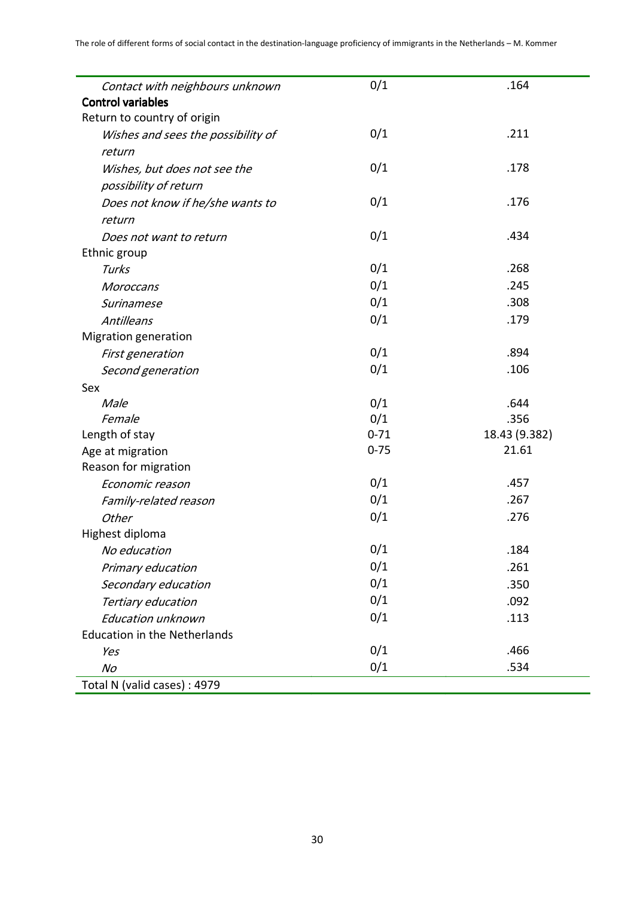| | | |
|---|---|---|
| *Contact with neighbours unknown* | 0/1 | .164 |
| **Control variables** | | |
| Return to country of origin | | |
| *Wishes and sees the possibility of return* | 0/1 | .211 |
| *Wishes, but does not see the possibility of return* | 0/1 | .178 |
| *Does not know if he/she wants to return* | 0/1 | .176 |
| *Does not want to return* | 0/1 | .434 |
| Ethnic group | | |
| *Turks* | 0/1 | .268 |
| *Moroccans* | 0/1 | .245 |
| *Surinamese* | 0/1 | .308 |
| *Antilleans* | 0/1 | .179 |
| Migration generation | | |
| *First generation* | 0/1 | .894 |
| *Second generation* | 0/1 | .106 |
| Sex | | |
| *Male* | 0/1 | .644 |
| *Female* | 0/1 | .356 |
| Length of stay | 0-71 | 18.43 (9.382) |
| Age at migration | 0-75 | 21.61 |
| Reason for migration | | |
| *Economic reason* | 0/1 | .457 |
| *Family-related reason* | 0/1 | .267 |
| *Other* | 0/1 | .276 |
| Highest diploma | | |
| *No education* | 0/1 | .184 |
| *Primary education* | 0/1 | .261 |
| *Secondary education* | 0/1 | .350 |
| *Tertiary education* | 0/1 | .092 |
| *Education unknown* | 0/1 | .113 |
| Education in the Netherlands | | |
| *Yes* | 0/1 | .466 |
| *No* | 0/1 | .534 |
| Total N (valid cases) : 4979 | | |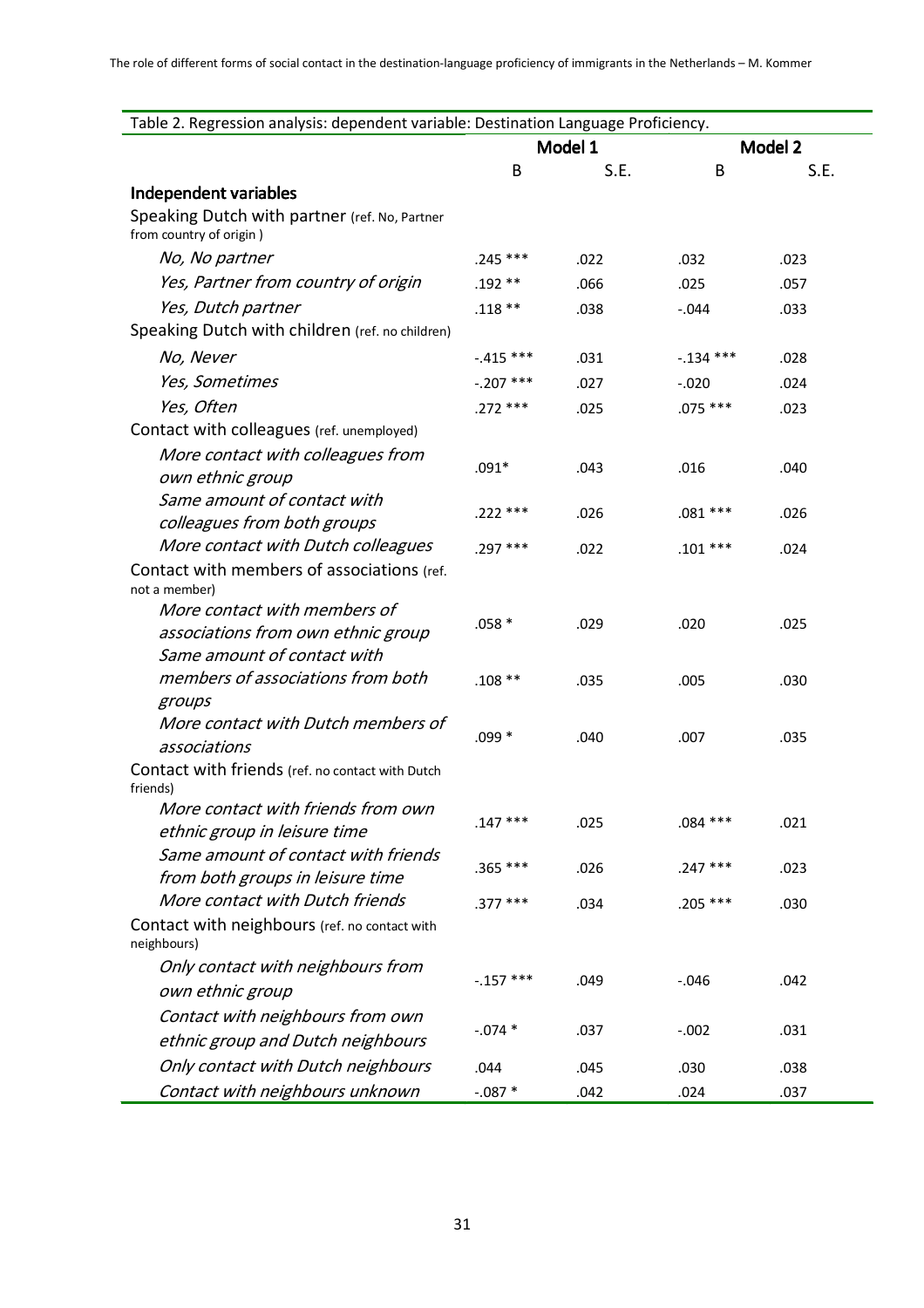Table 2. Regression analysis: dependent variable: Destination Language Proficiency.

| | Model 1 | | Model 2 | |
|---|---|---|---|---|
| | B | S.E. | B | S.E. |
| **Independent variables** | | | | |
| Speaking Dutch with partner (ref. No, Partner from country of origin ) | | | | |
| *No, No partner* | .245 *** | .022 | .032 | .023 |
| *Yes, Partner from country of origin* | .192 ** | .066 | .025 | .057 |
| *Yes, Dutch partner* | .118 ** | .038 | -.044 | .033 |
| Speaking Dutch with children (ref. no children) | | | | |
| *No, Never* | -.415 *** | .031 | -.134 *** | .028 |
| *Yes, Sometimes* | -.207 *** | .027 | -.020 | .024 |
| *Yes, Often* | .272 *** | .025 | .075 *** | .023 |
| Contact with colleagues (ref. unemployed) | | | | |
| *More contact with colleagues from own ethnic group* | .091* | .043 | .016 | .040 |
| *Same amount of contact with colleagues from both groups* | .222 *** | .026 | .081 *** | .026 |
| *More contact with Dutch colleagues* | .297 *** | .022 | .101 *** | .024 |
| Contact with members of associations (ref. not a member) | | | | |
| *More contact with members of associations from own ethnic group* | .058 * | .029 | .020 | .025 |
| *Same amount of contact with members of associations from both groups* | .108 ** | .035 | .005 | .030 |
| *More contact with Dutch members of associations* | .099 * | .040 | .007 | .035 |
| Contact with friends (ref. no contact with Dutch friends) | | | | |
| *More contact with friends from own ethnic group in leisure time* | .147 *** | .025 | .084 *** | .021 |
| *Same amount of contact with friends from both groups in leisure time* | .365 *** | .026 | .247 *** | .023 |
| *More contact with Dutch friends* | .377 *** | .034 | .205 *** | .030 |
| Contact with neighbours (ref. no contact with neighbours) | | | | |
| *Only contact with neighbours from own ethnic group* | -.157 *** | .049 | -.046 | .042 |
| *Contact with neighbours from own ethnic group and Dutch neighbours* | -.074 * | .037 | -.002 | .031 |
| *Only contact with Dutch neighbours* | .044 | .045 | .030 | .038 |
| *Contact with neighbours unknown* | -.087 * | .042 | .024 | .037 |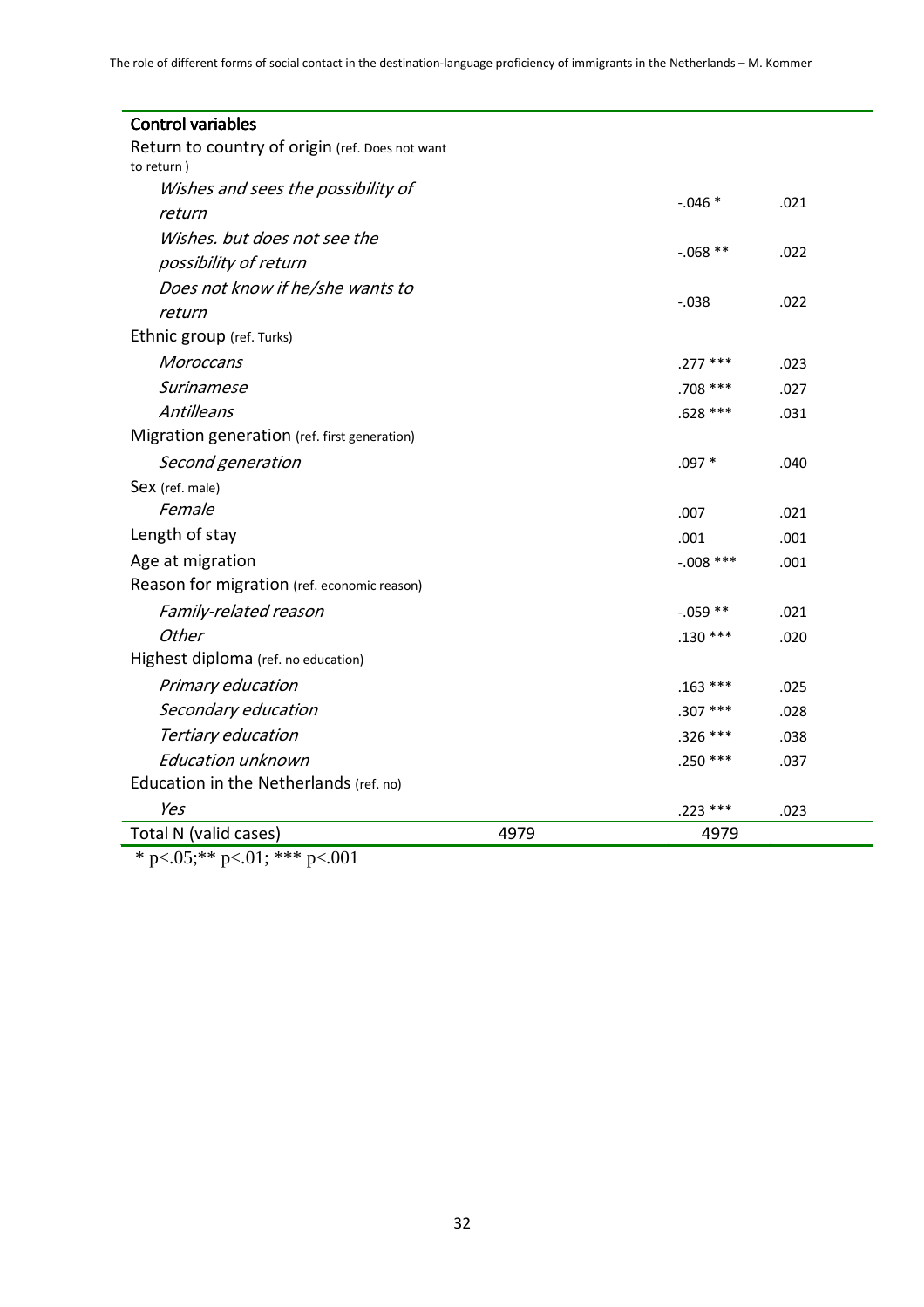| | | | |
|---|---|---|---|
| **Control variables** | | | |
| Return to country of origin (ref. Does not want to return ) | | | |
| *Wishes and sees the possibility of return* | | -.046 * | .021 |
| *Wishes. but does not see the possibility of return* | | -.068 ** | .022 |
| *Does not know if he/she wants to return* | | -.038 | .022 |
| Ethnic group (ref. Turks) | | | |
| *Moroccans* | | .277 *** | .023 |
| *Surinamese* | | .708 *** | .027 |
| *Antilleans* | | .628 *** | .031 |
| Migration generation (ref. first generation) | | | |
| *Second generation* | | .097 * | .040 |
| Sex (ref. male) | | | |
| *Female* | | .007 | .021 |
| Length of stay | | .001 | .001 |
| Age at migration | | -.008 *** | .001 |
| Reason for migration (ref. economic reason) | | | |
| *Family-related reason* | | -.059 ** | .021 |
| *Other* | | .130 *** | .020 |
| Highest diploma (ref. no education) | | | |
| *Primary education* | | .163 *** | .025 |
| *Secondary education* | | .307 *** | .028 |
| *Tertiary education* | | .326 *** | .038 |
| *Education unknown* | | .250 *** | .037 |
| Education in the Netherlands (ref. no) | | | |
| *Yes* | | .223 *** | .023 |
| Total N (valid cases) | 4979 | 4979 | |

* p<.05;** p<.01; *** p<.001